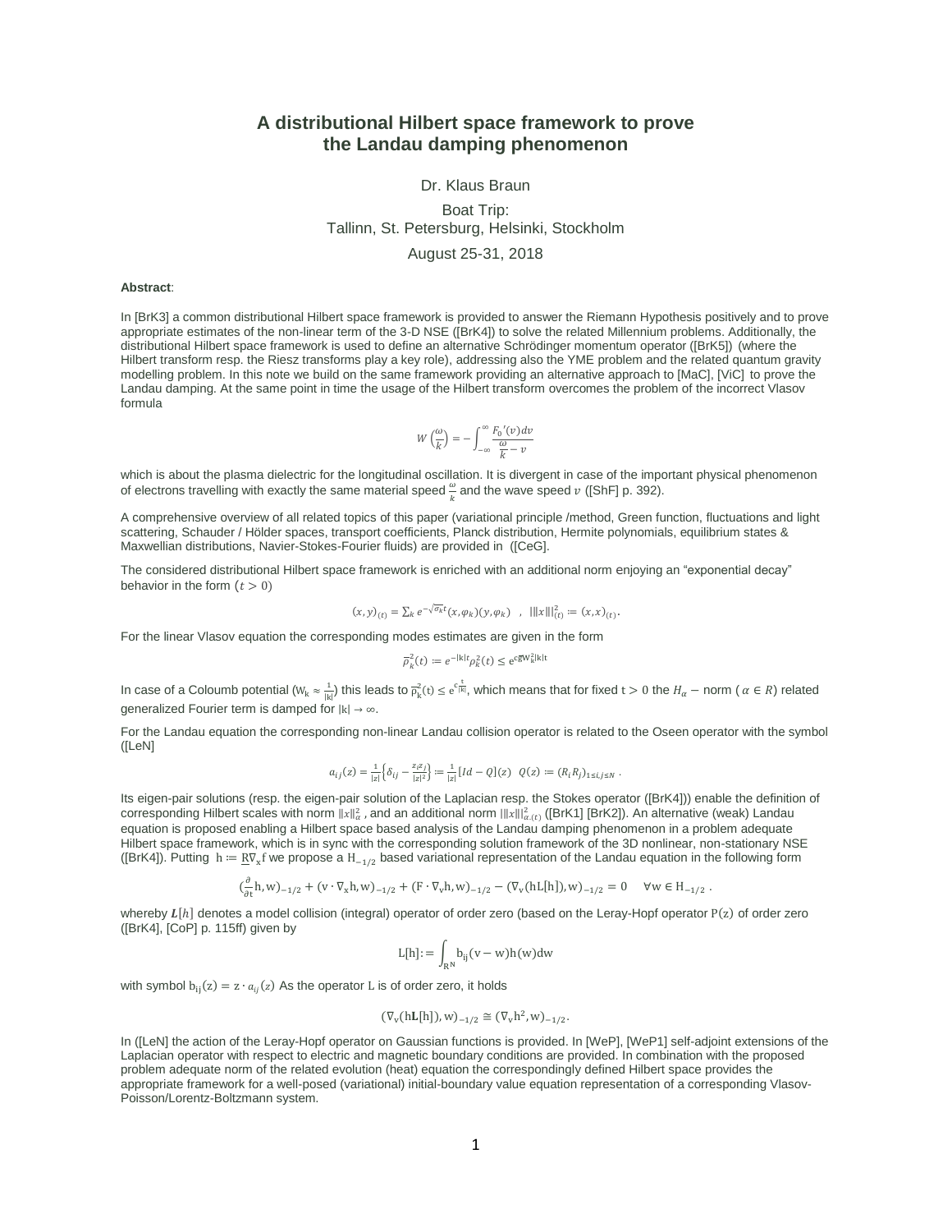# A distributional Hilbert space framework to prove the Landau damping phenomenon

Dr. Klaus Braun

Boat Trip:
Tallinn, St. Petersburg, Helsinki, Stockholm

August 25-31, 2018

**Abstract**:

In [BrK3] a common distributional Hilbert space framework is provided to answer the Riemann Hypothesis positively and to prove appropriate estimates of the non-linear term of the 3-D NSE ([BrK4]) to solve the related Millennium problems. Additionally, the distributional Hilbert space framework is used to define an alternative Schrödinger momentum operator ([BrK5]) (where the Hilbert transform resp. the Riesz transforms play a key role), addressing also the YME problem and the related quantum gravity modelling problem. In this note we build on the same framework providing an alternative approach to [MaC], [ViC] to prove the Landau damping. At the same point in time the usage of the Hilbert transform overcomes the problem of the incorrect Vlasov formula

$$W\left(\frac{\omega}{k}\right) = -\int_{-\infty}^{\infty} \frac{F_0{}'(v)dv}{\frac{\omega}{k} - v}$$

which is about the plasma dielectric for the longitudinal oscillation. It is divergent in case of the important physical phenomenon of electrons travelling with exactly the same material speed $\frac{\omega}{k}$ and the wave speed $v$ ([ShF] p. 392).

A comprehensive overview of all related topics of this paper (variational principle /method, Green function, fluctuations and light scattering, Schauder / Hölder spaces, transport coefficients, Planck distribution, Hermite polynomials, equilibrium states & Maxwellian distributions, Navier-Stokes-Fourier fluids) are provided in ([CeG].

The considered distributional Hilbert space framework is enriched with an additional norm enjoying an "exponential decay" behavior in the form $(t > 0)$

$$(x, y)_{(t)} = \sum_k e^{-\sqrt{\sigma_k}t}(x, \varphi_k)(y, \varphi_k) \quad , \quad |||x|||^2_{(t)} := (x, x)_{(t)}.$$

For the linear Vlasov equation the corresponding modes estimates are given in the form

$$\bar{\rho}^2_k(t) := e^{-|k|t}\rho^2_k(t) \leq e^{c\bar{g}W_k^2|k|t}$$

In case of a Coloumb potential ($W_k \approx \frac{1}{|k|}$) this leads to $\bar{\rho}^2_k(t) \leq e^{c\frac{t}{|k|}}$, which means that for fixed $t > 0$ the $H_\alpha -$ norm ($\alpha \in R$) related generalized Fourier term is damped for $|k| \to \infty$.

For the Landau equation the corresponding non-linear Landau collision operator is related to the Oseen operator with the symbol ([LeN]

$$a_{ij}(z) = \frac{1}{|z|}\left\{\delta_{ij} - \frac{z_i z_j}{|z|^2}\right\} := \frac{1}{|z|}[Id - Q](z) \quad Q(z) := (R_i R_j)_{1 \leq i,j \leq N} .$$

Its eigen-pair solutions (resp. the eigen-pair solution of the Laplacian resp. the Stokes operator ([BrK4])) enable the definition of corresponding Hilbert scales with norm $\|x\|^2_\alpha$ , and an additional norm $|||x|||^2_{\alpha,(t)}$ ([BrK1] [BrK2]). An alternative (weak) Landau equation is proposed enabling a Hilbert space based analysis of the Landau damping phenomenon in a problem adequate Hilbert space framework, which is in sync with the corresponding solution framework of the 3D nonlinear, non-stationary NSE ([BrK4]). Putting $h := \underline{R}\nabla_x f$ we propose a $H_{-1/2}$ based variational representation of the Landau equation in the following form

$$(\frac{\partial}{\partial t}h, w)_{-1/2} + (v \cdot \nabla_x h, w)_{-1/2} + (F \cdot \nabla_v h, w)_{-1/2} - (\nabla_v(hL[h]), w)_{-1/2} = 0 \quad \forall w \in H_{-1/2} .$$

whereby $\boldsymbol{L}[h]$ denotes a model collision (integral) operator of order zero (based on the Leray-Hopf operator $P(z)$ of order zero ([BrK4], [CoP] p. 115ff) given by

$$L[h] := \int_{R^N} b_{ij}(v - w)h(w)dw$$

with symbol $b_{ij}(z) = z \cdot a_{ij}(z)$ As the operator L is of order zero, it holds

$$(\nabla_v(h\boldsymbol{L}[h]), w)_{-1/2} \cong (\nabla_v h^2, w)_{-1/2}.$$

In ([LeN] the action of the Leray-Hopf operator on Gaussian functions is provided. In [WeP], [WeP1] self-adjoint extensions of the Laplacian operator with respect to electric and magnetic boundary conditions are provided. In combination with the proposed problem adequate norm of the related evolution (heat) equation the correspondingly defined Hilbert space provides the appropriate framework for a well-posed (variational) initial-boundary value equation representation of a corresponding Vlasov-Poisson/Lorentz-Boltzmann system.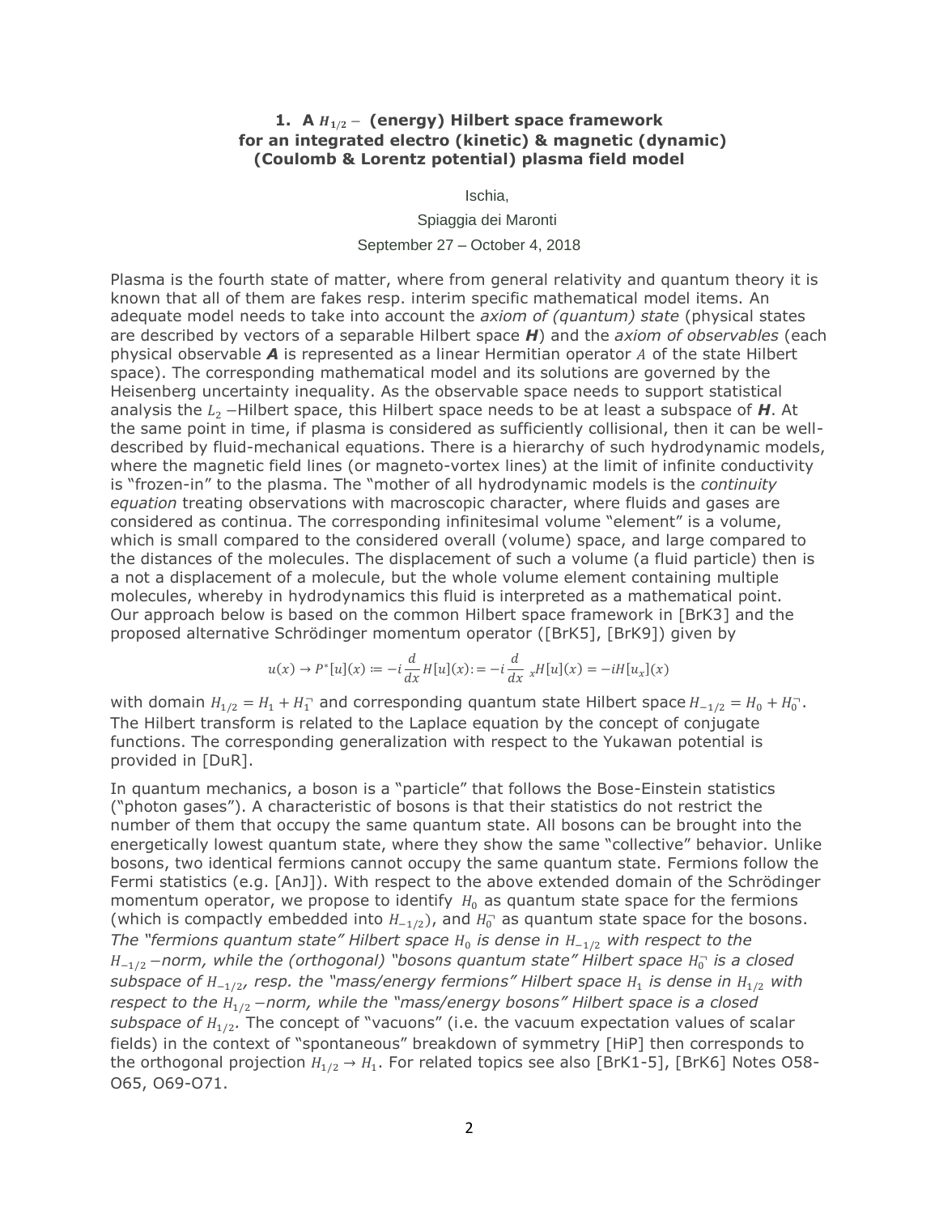# 1. A $H_{1/2}-$ (energy) Hilbert space framework for an integrated electro (kinetic) & magnetic (dynamic) (Coulomb & Lorentz potential) plasma field model

Ischia,

Spiaggia dei Maronti

September 27 – October 4, 2018

Plasma is the fourth state of matter, where from general relativity and quantum theory it is known that all of them are fakes resp. interim specific mathematical model items. An adequate model needs to take into account the *axiom of (quantum) state* (physical states are described by vectors of a separable Hilbert space ***H***) and the *axiom of observables* (each physical observable ***A*** is represented as a linear Hermitian operator $A$ of the state Hilbert space). The corresponding mathematical model and its solutions are governed by the Heisenberg uncertainty inequality. As the observable space needs to support statistical analysis the $L_2$ −Hilbert space, this Hilbert space needs to be at least a subspace of ***H***. At the same point in time, if plasma is considered as sufficiently collisional, then it can be well-described by fluid-mechanical equations. There is a hierarchy of such hydrodynamic models, where the magnetic field lines (or magneto-vortex lines) at the limit of infinite conductivity is "frozen-in" to the plasma. The "mother of all hydrodynamic models is the *continuity equation* treating observations with macroscopic character, where fluids and gases are considered as continua. The corresponding infinitesimal volume "element" is a volume, which is small compared to the considered overall (volume) space, and large compared to the distances of the molecules. The displacement of such a volume (a fluid particle) then is a not a displacement of a molecule, but the whole volume element containing multiple molecules, whereby in hydrodynamics this fluid is interpreted as a mathematical point. Our approach below is based on the common Hilbert space framework in [BrK3] and the proposed alternative Schrödinger momentum operator ([BrK5], [BrK9]) given by

$$u(x) \to P^{*}[u](x) := -i\frac{d}{dx}H[u](x) := -i\frac{d}{dx}{}_{x}H[u](x) = -iH[u_x](x)$$

with domain $H_{1/2} = H_1 + H_1^{\neg}$ and corresponding quantum state Hilbert space $H_{-1/2} = H_0 + H_0^{\neg}$. The Hilbert transform is related to the Laplace equation by the concept of conjugate functions. The corresponding generalization with respect to the Yukawan potential is provided in [DuR].

In quantum mechanics, a boson is a "particle" that follows the Bose-Einstein statistics ("photon gases"). A characteristic of bosons is that their statistics do not restrict the number of them that occupy the same quantum state. All bosons can be brought into the energetically lowest quantum state, where they show the same "collective" behavior. Unlike bosons, two identical fermions cannot occupy the same quantum state. Fermions follow the Fermi statistics (e.g. [AnJ]). With respect to the above extended domain of the Schrödinger momentum operator, we propose to identify $H_0$ as quantum state space for the fermions (which is compactly embedded into $H_{-1/2}$), and $H_0^{\neg}$ as quantum state space for the bosons. *The "fermions quantum state" Hilbert space $H_0$ is dense in $H_{-1/2}$ with respect to the $H_{-1/2}$ −norm, while the (orthogonal) "bosons quantum state" Hilbert space $H_0^{\neg}$ is a closed subspace of $H_{-1/2}$, resp. the "mass/energy fermions" Hilbert space $H_1$ is dense in $H_{1/2}$ with respect to the $H_{1/2}$ −norm, while the "mass/energy bosons" Hilbert space is a closed subspace of $H_{1/2}$*. The concept of "vacuons" (i.e. the vacuum expectation values of scalar fields) in the context of "spontaneous" breakdown of symmetry [HiP] then corresponds to the orthogonal projection $H_{1/2} \to H_1$. For related topics see also [BrK1-5], [BrK6] Notes O58-O65, O69-O71.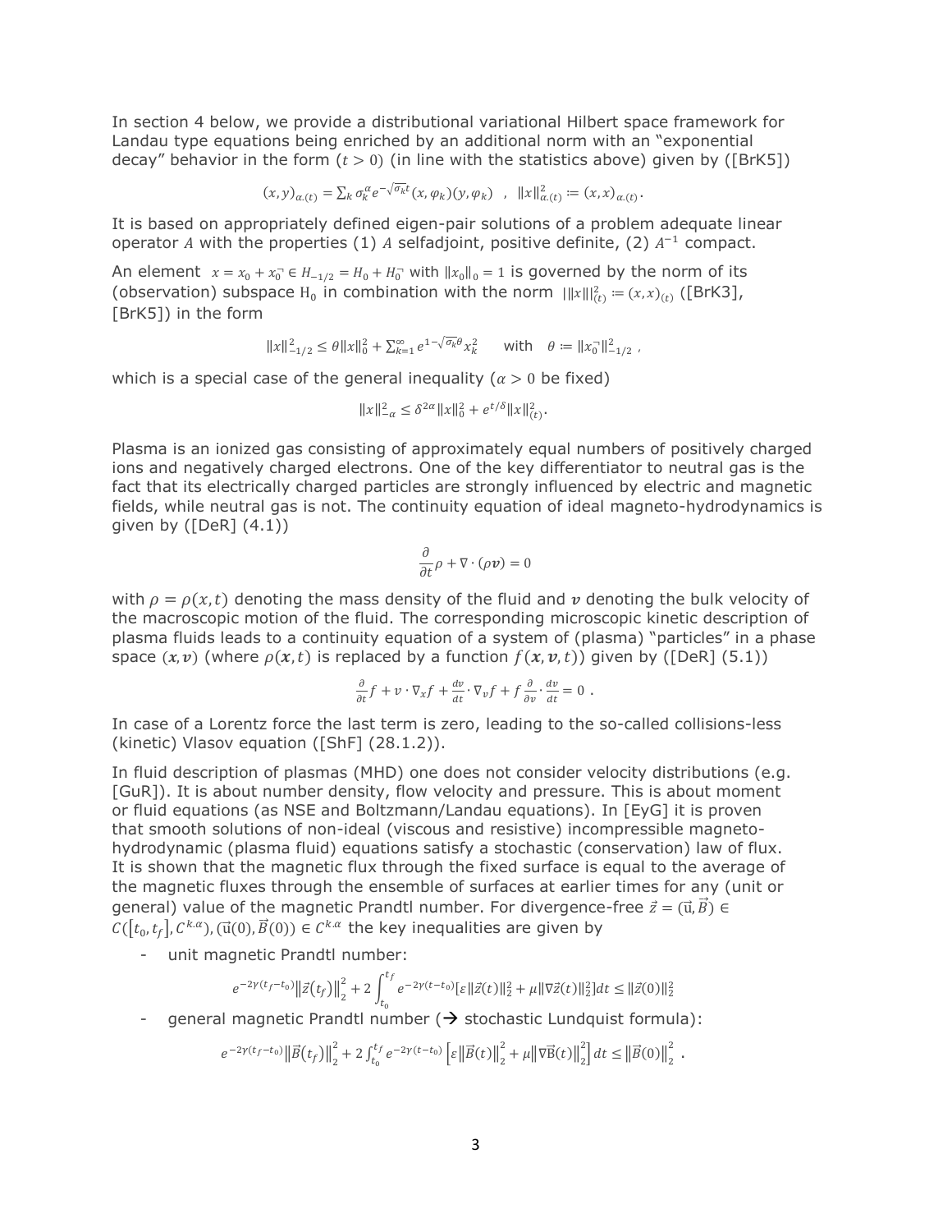In section 4 below, we provide a distributional variational Hilbert space framework for Landau type equations being enriched by an additional norm with an "exponential decay" behavior in the form ($t > 0$) (in line with the statistics above) given by ([BrK5])

$$(x,y)_{\alpha.(t)} = \sum_k \sigma_k^\alpha e^{-\sqrt{\sigma_k}t}(x,\varphi_k)(y,\varphi_k) \quad , \quad \|x\|_{\alpha.(t)}^2 := (x,x)_{\alpha.(t)}.$$

It is based on appropriately defined eigen-pair solutions of a problem adequate linear operator $A$ with the properties (1) $A$ selfadjoint, positive definite, (2) $A^{-1}$ compact.

An element $x = x_0 + x_0^- \in H_{-1/2} = H_0 + H_0^-$ with $\|x_0\|_0 = 1$ is governed by the norm of its (observation) subspace $\mathrm{H}_0$ in combination with the norm $|||x|||_{(t)}^2 := (x,x)_{(t)}$ ([BrK3], [BrK5]) in the form

$$\|x\|_{-1/2}^2 \leq \theta\|x\|_0^2 + \sum_{k=1}^{\infty} e^{1-\sqrt{\sigma_k}\theta} x_k^2 \qquad \text{with} \quad \theta := \|x_0^-\|_{-1/2}^2 \ ,$$

which is a special case of the general inequality ($\alpha > 0$ be fixed)

$$\|x\|_{-\alpha}^2 \leq \delta^{2\alpha}\|x\|_0^2 + e^{t/\delta}\|x\|_{(t)}^2.$$

Plasma is an ionized gas consisting of approximately equal numbers of positively charged ions and negatively charged electrons. One of the key differentiator to neutral gas is the fact that its electrically charged particles are strongly influenced by electric and magnetic fields, while neutral gas is not. The continuity equation of ideal magneto-hydrodynamics is given by ([DeR] (4.1))

$$\frac{\partial}{\partial t}\rho + \nabla \cdot (\rho \boldsymbol{v}) = 0$$

with $\rho = \rho(x,t)$ denoting the mass density of the fluid and $\boldsymbol{v}$ denoting the bulk velocity of the macroscopic motion of the fluid. The corresponding microscopic kinetic description of plasma fluids leads to a continuity equation of a system of (plasma) "particles" in a phase space $(\boldsymbol{x},\boldsymbol{v})$ (where $\rho(x,t)$ is replaced by a function $f(\boldsymbol{x},\boldsymbol{v},t)$) given by ([DeR] (5.1))

$$\frac{\partial}{\partial t}f + v \cdot \nabla_x f + \frac{dv}{dt} \cdot \nabla_v f + f\frac{\partial}{\partial v} \cdot \frac{dv}{dt} = 0 \ .$$

In case of a Lorentz force the last term is zero, leading to the so-called collisions-less (kinetic) Vlasov equation ([ShF] (28.1.2)).

In fluid description of plasmas (MHD) one does not consider velocity distributions (e.g. [GuR]). It is about number density, flow velocity and pressure. This is about moment or fluid equations (as NSE and Boltzmann/Landau equations). In [EyG] it is proven that smooth solutions of non-ideal (viscous and resistive) incompressible magneto-hydrodynamic (plasma fluid) equations satisfy a stochastic (conservation) law of flux. It is shown that the magnetic flux through the fixed surface is equal to the average of the magnetic fluxes through the ensemble of surfaces at earlier times for any (unit or general) value of the magnetic Prandtl number. For divergence-free $\vec{z} = (\vec{\mathrm{u}},\vec{B}) \in C([t_0,t_f],C^{k.\alpha}), (\vec{\mathrm{u}}(0),\vec{B}(0)) \in C^{k.\alpha}$ the key inequalities are given by

- unit magnetic Prandtl number:

$$e^{-2\gamma(t_f-t_0)}\left\|\vec{z}(t_f)\right\|_2^2 + 2\int_{t_0}^{t_f} e^{-2\gamma(t-t_0)}[\varepsilon\|\vec{z}(t)\|_2^2 + \mu\|\nabla\vec{z}(t)\|_2^2]dt \leq \|\vec{z}(0)\|_2^2$$

- general magnetic Prandtl number (→ stochastic Lundquist formula):

$$e^{-2\gamma(t_f-t_0)}\left\|\vec{B}(t_f)\right\|_2^2 + 2\int_{t_0}^{t_f} e^{-2\gamma(t-t_0)}\left[\varepsilon\left\|\vec{B}(t)\right\|_2^2 + \mu\left\|\nabla\vec{\mathrm{B}}(t)\right\|_2^2\right]dt \leq \left\|\vec{B}(0)\right\|_2^2 \ .$$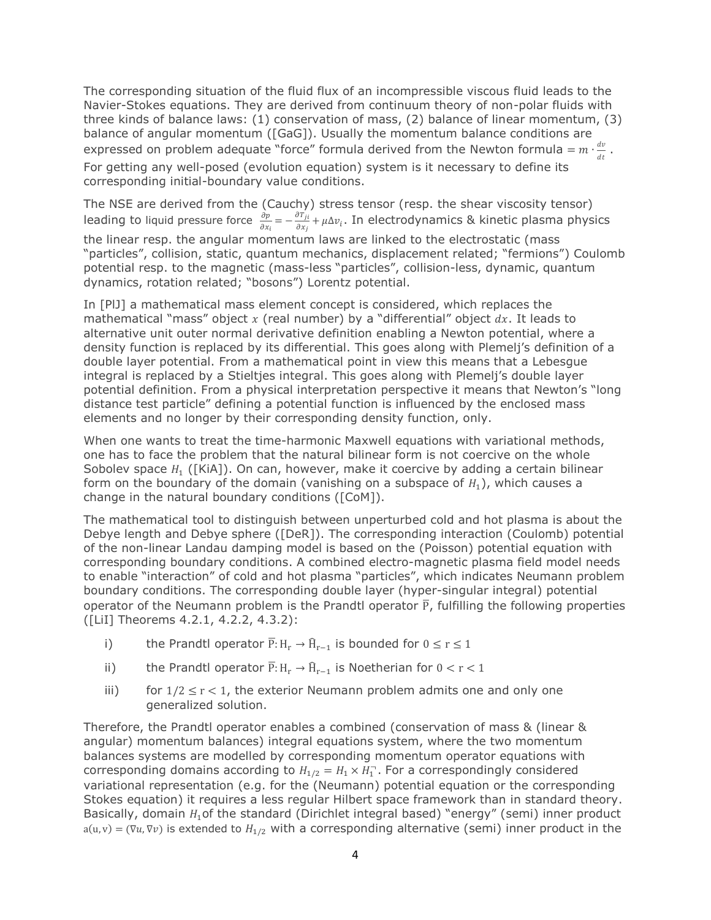The corresponding situation of the fluid flux of an incompressible viscous fluid leads to the Navier-Stokes equations. They are derived from continuum theory of non-polar fluids with three kinds of balance laws: (1) conservation of mass, (2) balance of linear momentum, (3) balance of angular momentum ([GaG]). Usually the momentum balance conditions are expressed on problem adequate "force" formula derived from the Newton formula $= m \cdot \frac{dv}{dt}$. For getting any well-posed (evolution equation) system is it necessary to define its corresponding initial-boundary value conditions.

The NSE are derived from the (Cauchy) stress tensor (resp. the shear viscosity tensor) leading to liquid pressure force $\frac{\partial p}{\partial x_i} = -\frac{\partial T_{ji}}{\partial x_j} + \mu \Delta v_i$. In electrodynamics & kinetic plasma physics the linear resp. the angular momentum laws are linked to the electrostatic (mass "particles", collision, static, quantum mechanics, displacement related; "fermions") Coulomb potential resp. to the magnetic (mass-less "particles", collision-less, dynamic, quantum dynamics, rotation related; "bosons") Lorentz potential.

In [PlJ] a mathematical mass element concept is considered, which replaces the mathematical "mass" object $x$ (real number) by a "differential" object $dx$. It leads to alternative unit outer normal derivative definition enabling a Newton potential, where a density function is replaced by its differential. This goes along with Plemelj's definition of a double layer potential. From a mathematical point in view this means that a Lebesgue integral is replaced by a Stieltjes integral. This goes along with Plemelj's double layer potential definition. From a physical interpretation perspective it means that Newton's "long distance test particle" defining a potential function is influenced by the enclosed mass elements and no longer by their corresponding density function, only.

When one wants to treat the time-harmonic Maxwell equations with variational methods, one has to face the problem that the natural bilinear form is not coercive on the whole Sobolev space $H_1$ ([KiA]). On can, however, make it coercive by adding a certain bilinear form on the boundary of the domain (vanishing on a subspace of $H_1$), which causes a change in the natural boundary conditions ([CoM]).

The mathematical tool to distinguish between unperturbed cold and hot plasma is about the Debye length and Debye sphere ([DeR]). The corresponding interaction (Coulomb) potential of the non-linear Landau damping model is based on the (Poisson) potential equation with corresponding boundary conditions. A combined electro-magnetic plasma field model needs to enable "interaction" of cold and hot plasma "particles", which indicates Neumann problem boundary conditions. The corresponding double layer (hyper-singular integral) potential operator of the Neumann problem is the Prandtl operator $\overline{\mathrm{P}}$, fulfilling the following properties ([LiI] Theorems 4.2.1, 4.2.2, 4.3.2):

i) the Prandtl operator $\overline{\mathrm{P}}: \mathrm{H}_r \to \widehat{\mathrm{H}}_{r-1}$ is bounded for $0 \leq r \leq 1$

ii) the Prandtl operator $\overline{\mathrm{P}}: \mathrm{H}_r \to \widehat{\mathrm{H}}_{r-1}$ is Noetherian for $0 < r < 1$

iii) for $1/2 \leq r < 1$, the exterior Neumann problem admits one and only one generalized solution.

Therefore, the Prandtl operator enables a combined (conservation of mass & (linear & angular) momentum balances) integral equations system, where the two momentum balances systems are modelled by corresponding momentum operator equations with corresponding domains according to $H_{1/2} = H_1 \times H_1^{\neg}$. For a correspondingly considered variational representation (e.g. for the (Neumann) potential equation or the corresponding Stokes equation) it requires a less regular Hilbert space framework than in standard theory. Basically, domain $H_1$ of the standard (Dirichlet integral based) "energy" (semi) inner product $a(u,v) = (\nabla u, \nabla v)$ is extended to $H_{1/2}$ with a corresponding alternative (semi) inner product in the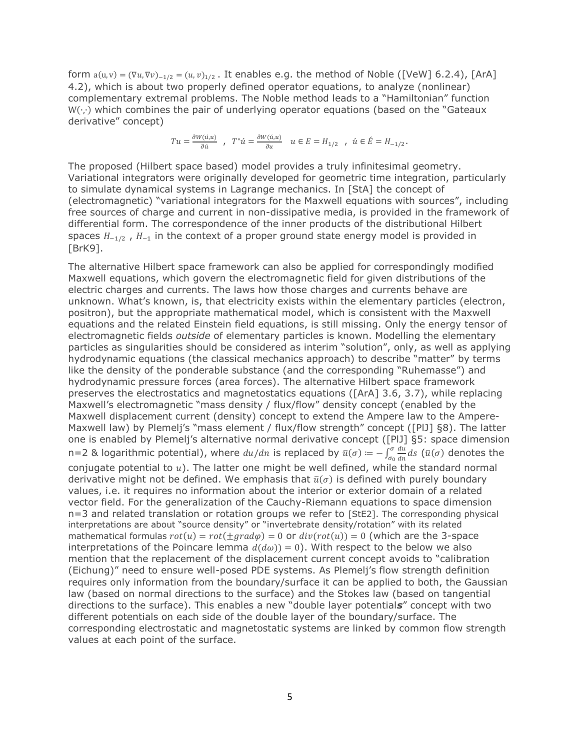form $a(u,v) = (\nabla u, \nabla v)_{-1/2} = (u,v)_{1/2}$. It enables e.g. the method of Noble ([VeW] 6.2.4), [ArA] 4.2), which is about two properly defined operator equations, to analyze (nonlinear) complementary extremal problems. The Noble method leads to a "Hamiltonian" function $W(\cdot,\cdot)$ which combines the pair of underlying operator equations (based on the "Gateaux derivative" concept)

$$Tu = \frac{\partial W(\acute{u},u)}{\partial \acute{u}} \quad , \quad T^{*}\acute{u} = \frac{\partial W(\acute{u},u)}{\partial u} \quad u \in E = H_{1/2} \quad , \quad \acute{u} \in \acute{E} = H_{-1/2} .$$

The proposed (Hilbert space based) model provides a truly infinitesimal geometry. Variational integrators were originally developed for geometric time integration, particularly to simulate dynamical systems in Lagrange mechanics. In [StA] the concept of (electromagnetic) "variational integrators for the Maxwell equations with sources", including free sources of charge and current in non-dissipative media, is provided in the framework of differential form. The correspondence of the inner products of the distributional Hilbert spaces $H_{-1/2}$ , $H_{-1}$ in the context of a proper ground state energy model is provided in [BrK9].

The alternative Hilbert space framework can also be applied for correspondingly modified Maxwell equations, which govern the electromagnetic field for given distributions of the electric charges and currents. The laws how those charges and currents behave are unknown. What's known, is, that electricity exists within the elementary particles (electron, positron), but the appropriate mathematical model, which is consistent with the Maxwell equations and the related Einstein field equations, is still missing. Only the energy tensor of electromagnetic fields *outside* of elementary particles is known. Modelling the elementary particles as singularities should be considered as interim "solution", only, as well as applying hydrodynamic equations (the classical mechanics approach) to describe "matter" by terms like the density of the ponderable substance (and the corresponding "Ruhemasse") and hydrodynamic pressure forces (area forces). The alternative Hilbert space framework preserves the electrostatics and magnetostatics equations ([ArA] 3.6, 3.7), while replacing Maxwell's electromagnetic "mass density / flux/flow" density concept (enabled by the Maxwell displacement current (density) concept to extend the Ampere law to the Ampere-Maxwell law) by Plemelj's "mass element / flux/flow strength" concept ([PlJ] §8). The latter one is enabled by Plemelj's alternative normal derivative concept ([PlJ] §5: space dimension n=2 & logarithmic potential), where $du/dn$ is replaced by $\bar{u}(\sigma) := -\int_{\sigma_0}^{\sigma} \frac{du}{dn} ds$ ($\bar{u}(\sigma)$ denotes the conjugate potential to $u$). The latter one might be well defined, while the standard normal derivative might not be defined. We emphasis that $\bar{u}(\sigma)$ is defined with purely boundary values, i.e. it requires no information about the interior or exterior domain of a related vector field. For the generalization of the Cauchy-Riemann equations to space dimension n=3 and related translation or rotation groups we refer to [StE2]. The corresponding physical interpretations are about "source density" or "invertebrate density/rotation" with its related mathematical formulas $rot(u) = rot(\pm grad\varphi) = 0$ or $div(rot(u)) = 0$ (which are the 3-space interpretations of the Poincare lemma $d(d\omega)) = 0$). With respect to the below we also mention that the replacement of the displacement current concept avoids to "calibration (Eichung)" need to ensure well-posed PDE systems. As Plemelj's flow strength definition requires only information from the boundary/surface it can be applied to both, the Gaussian law (based on normal directions to the surface) and the Stokes law (based on tangential directions to the surface). This enables a new "double layer potential***s***" concept with two different potentials on each side of the double layer of the boundary/surface. The corresponding electrostatic and magnetostatic systems are linked by common flow strength values at each point of the surface.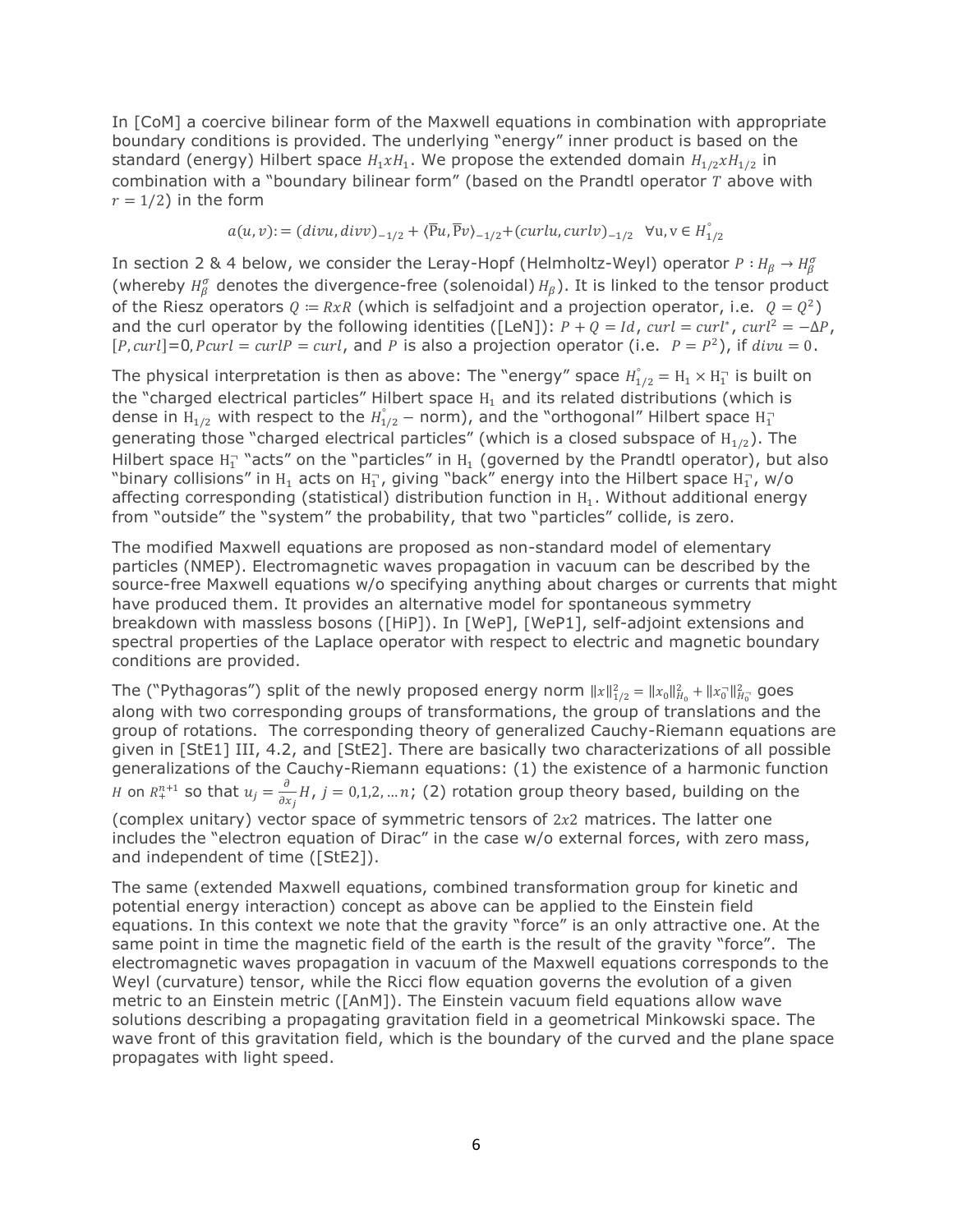In [CoM] a coercive bilinear form of the Maxwell equations in combination with appropriate boundary conditions is provided. The underlying "energy" inner product is based on the standard (energy) Hilbert space $H_1 x H_1$. We propose the extended domain $H_{1/2} x H_{1/2}$ in combination with a "boundary bilinear form" (based on the Prandtl operator $T$ above with $r = 1/2$) in the form

$$a(u,v) := (divu, divv)_{-1/2} + \langle \overline{P}u, \overline{P}v \rangle_{-1/2} + (curlu, curlv)_{-1/2} \quad \forall u, v \in \mathring{H}_{1/2}$$

In section 2 & 4 below, we consider the Leray-Hopf (Helmholtz-Weyl) operator $P : H_\beta \to H_\beta^\sigma$ (whereby $H_\beta^\sigma$ denotes the divergence-free (solenoidal) $H_\beta$). It is linked to the tensor product of the Riesz operators $Q := RxR$ (which is selfadjoint and a projection operator, i.e. $Q = Q^2$) and the curl operator by the following identities ([LeN]): $P + Q = Id$, $curl = curl^*$, $curl^2 = -\Delta P$, $[P, curl]=0, Pcurl = curlP = curl$, and $P$ is also a projection operator (i.e. $P = P^2$), if $divu = 0$.

The physical interpretation is then as above: The "energy" space $\mathring{H}_{1/2} = H_1 \times H_1^{\neg}$ is built on the "charged electrical particles" Hilbert space $H_1$ and its related distributions (which is dense in $H_{1/2}$ with respect to the $\mathring{H}_{1/2}-$ norm), and the "orthogonal" Hilbert space $H_1^{\neg}$ generating those "charged electrical particles" (which is a closed subspace of $H_{1/2}$). The Hilbert space $H_1^{\neg}$ "acts" on the "particles" in $H_1$ (governed by the Prandtl operator), but also "binary collisions" in $H_1$ acts on $H_1^{\neg}$, giving "back" energy into the Hilbert space $H_1^{\neg}$, w/o affecting corresponding (statistical) distribution function in $H_1$. Without additional energy from "outside" the "system" the probability, that two "particles" collide, is zero.

The modified Maxwell equations are proposed as non-standard model of elementary particles (NMEP). Electromagnetic waves propagation in vacuum can be described by the source-free Maxwell equations w/o specifying anything about charges or currents that might have produced them. It provides an alternative model for spontaneous symmetry breakdown with massless bosons ([HiP]). In [WeP], [WeP1], self-adjoint extensions and spectral properties of the Laplace operator with respect to electric and magnetic boundary conditions are provided.

The ("Pythagoras") split of the newly proposed energy norm $\|x\|_{1/2}^2 = \|x_0\|_{H_0}^2 + \|x_0^{\neg}\|_{H_0^{\neg}}^2$ goes along with two corresponding groups of transformations, the group of translations and the group of rotations. The corresponding theory of generalized Cauchy-Riemann equations are given in [StE1] III, 4.2, and [StE2]. There are basically two characterizations of all possible generalizations of the Cauchy-Riemann equations: (1) the existence of a harmonic function $H$ on $R_+^{n+1}$ so that $u_j = \frac{\partial}{\partial x_j} H$, $j = 0,1,2, \dots n$; (2) rotation group theory based, building on the (complex unitary) vector space of symmetric tensors of $2x2$ matrices. The latter one includes the "electron equation of Dirac" in the case w/o external forces, with zero mass, and independent of time ([StE2]).

The same (extended Maxwell equations, combined transformation group for kinetic and potential energy interaction) concept as above can be applied to the Einstein field equations. In this context we note that the gravity "force" is an only attractive one. At the same point in time the magnetic field of the earth is the result of the gravity "force". The electromagnetic waves propagation in vacuum of the Maxwell equations corresponds to the Weyl (curvature) tensor, while the Ricci flow equation governs the evolution of a given metric to an Einstein metric ([AnM]). The Einstein vacuum field equations allow wave solutions describing a propagating gravitation field in a geometrical Minkowski space. The wave front of this gravitation field, which is the boundary of the curved and the plane space propagates with light speed.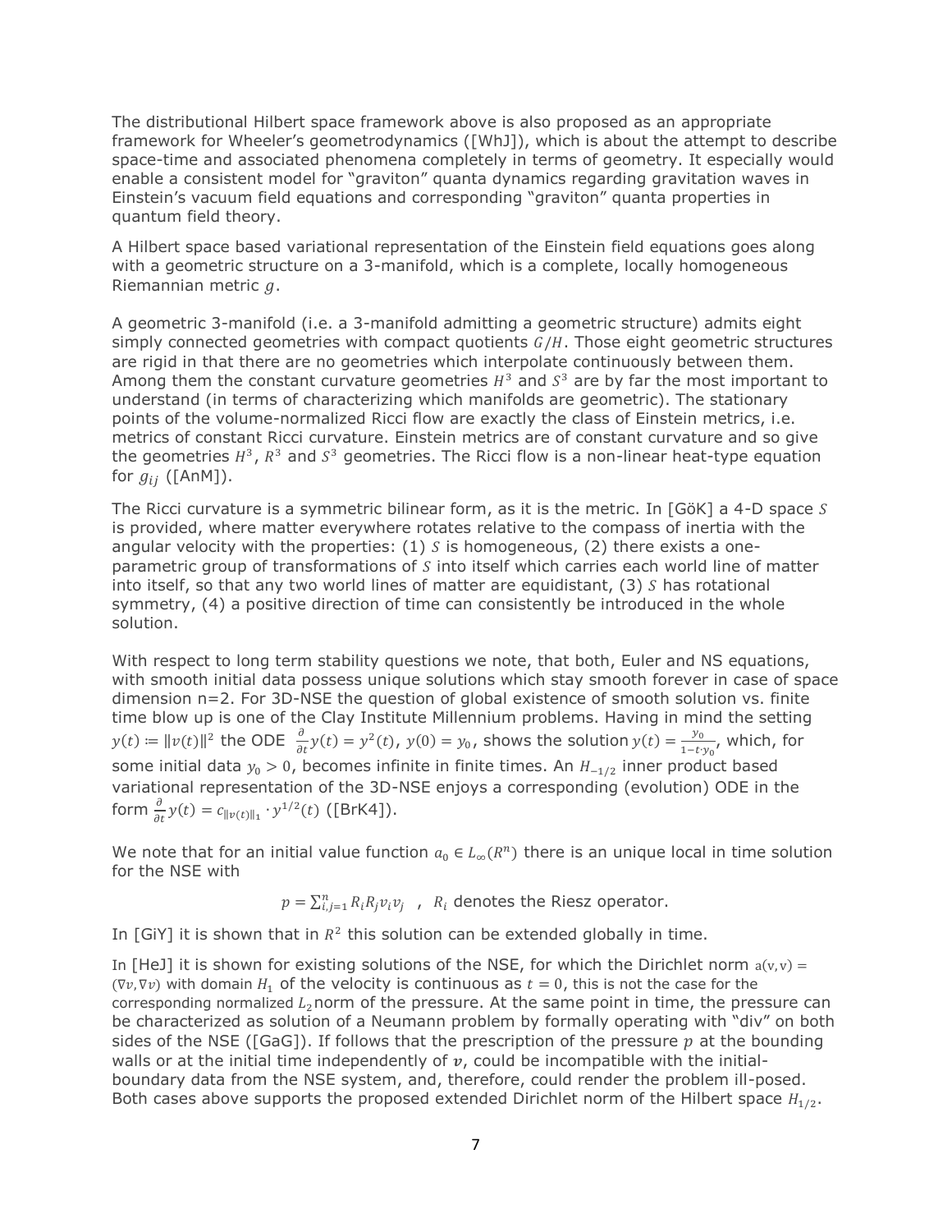The distributional Hilbert space framework above is also proposed as an appropriate framework for Wheeler's geometrodynamics ([WhJ]), which is about the attempt to describe space-time and associated phenomena completely in terms of geometry. It especially would enable a consistent model for "graviton" quanta dynamics regarding gravitation waves in Einstein's vacuum field equations and corresponding "graviton" quanta properties in quantum field theory.

A Hilbert space based variational representation of the Einstein field equations goes along with a geometric structure on a 3-manifold, which is a complete, locally homogeneous Riemannian metric $g$.

A geometric 3-manifold (i.e. a 3-manifold admitting a geometric structure) admits eight simply connected geometries with compact quotients $G/H$. Those eight geometric structures are rigid in that there are no geometries which interpolate continuously between them. Among them the constant curvature geometries $H^3$ and $S^3$ are by far the most important to understand (in terms of characterizing which manifolds are geometric). The stationary points of the volume-normalized Ricci flow are exactly the class of Einstein metrics, i.e. metrics of constant Ricci curvature. Einstein metrics are of constant curvature and so give the geometries $H^3$, $R^3$ and $S^3$ geometries. The Ricci flow is a non-linear heat-type equation for $g_{ij}$ ([AnM]).

The Ricci curvature is a symmetric bilinear form, as it is the metric. In [GöK] a 4-D space $S$ is provided, where matter everywhere rotates relative to the compass of inertia with the angular velocity with the properties: (1) $S$ is homogeneous, (2) there exists a one-parametric group of transformations of $S$ into itself which carries each world line of matter into itself, so that any two world lines of matter are equidistant, (3) $S$ has rotational symmetry, (4) a positive direction of time can consistently be introduced in the whole solution.

With respect to long term stability questions we note, that both, Euler and NS equations, with smooth initial data possess unique solutions which stay smooth forever in case of space dimension n=2. For 3D-NSE the question of global existence of smooth solution vs. finite time blow up is one of the Clay Institute Millennium problems. Having in mind the setting $y(t) := \|v(t)\|^2$ the ODE $\frac{\partial}{\partial t}y(t) = y^2(t)$, $y(0) = y_0$, shows the solution $y(t) = \frac{y_0}{1-t \cdot y_0}$, which, for some initial data $y_0 > 0$, becomes infinite in finite times. An $H_{-1/2}$ inner product based variational representation of the 3D-NSE enjoys a corresponding (evolution) ODE in the form $\frac{\partial}{\partial t}y(t) = c_{\|v(t)\|_1} \cdot y^{1/2}(t)$ ([BrK4]).

We note that for an initial value function $a_0 \in L_\infty(R^n)$ there is an unique local in time solution for the NSE with

$$p = \sum_{i,j=1}^{n} R_i R_j v_i v_j \quad , \quad R_i \text{ denotes the Riesz operator.}$$

In [GiY] it is shown that in $R^2$ this solution can be extended globally in time.

In [HeJ] it is shown for existing solutions of the NSE, for which the Dirichlet norm $a(v,v) = (\nabla v, \nabla v)$ with domain $H_1$ of the velocity is continuous as $t = 0$, this is not the case for the corresponding normalized $L_2$ norm of the pressure. At the same point in time, the pressure can be characterized as solution of a Neumann problem by formally operating with "div" on both sides of the NSE ([GaG]). If follows that the prescription of the pressure $p$ at the bounding walls or at the initial time independently of $v$, could be incompatible with the initial-boundary data from the NSE system, and, therefore, could render the problem ill-posed. Both cases above supports the proposed extended Dirichlet norm of the Hilbert space $H_{1/2}$.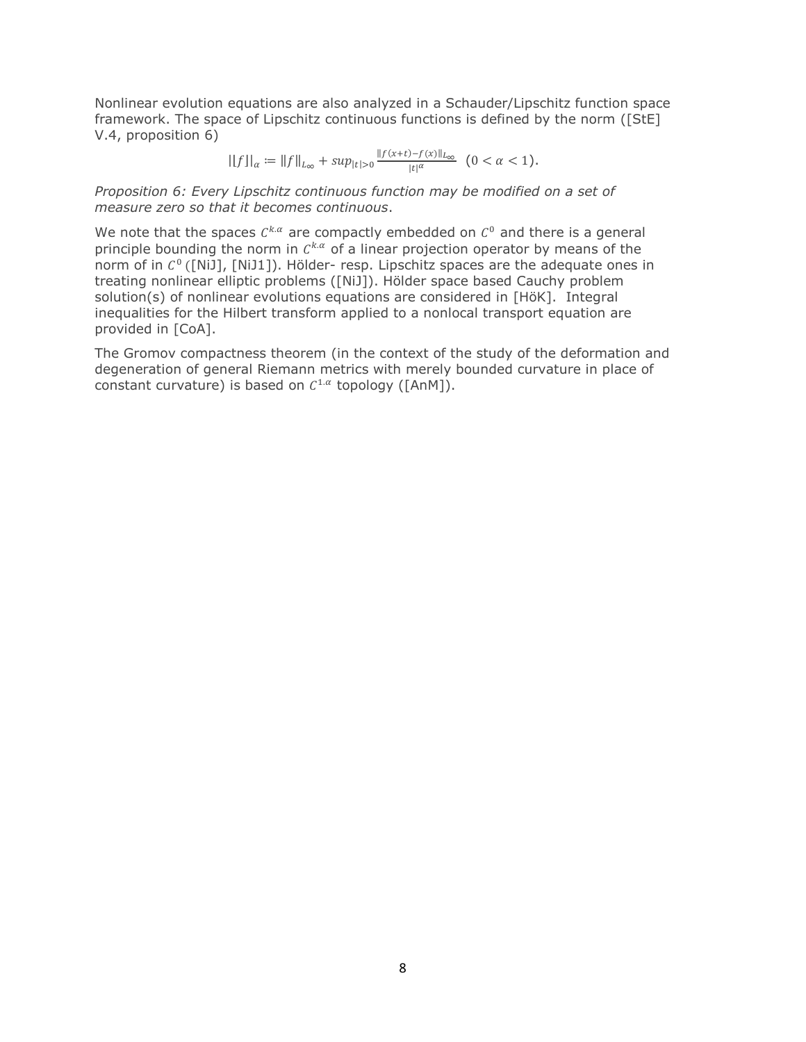Nonlinear evolution equations are also analyzed in a Schauder/Lipschitz function space framework. The space of Lipschitz continuous functions is defined by the norm ([StE] V.4, proposition 6)

$$||f||_{\alpha} := \|f\|_{L_\infty} + sup_{|t|>0} \frac{\|f(x+t)-f(x)\|_{L_\infty}}{|t|^{\alpha}} \quad (0 < \alpha < 1).$$

*Proposition 6: Every Lipschitz continuous function may be modified on a set of measure zero so that it becomes continuous*.

We note that the spaces $C^{k.\alpha}$ are compactly embedded on $C^0$ and there is a general principle bounding the norm in $C^{k.\alpha}$ of a linear projection operator by means of the norm of in $C^0$ ([NiJ], [NiJ1]). Hölder- resp. Lipschitz spaces are the adequate ones in treating nonlinear elliptic problems ([NiJ]). Hölder space based Cauchy problem solution(s) of nonlinear evolutions equations are considered in [HöK]. Integral inequalities for the Hilbert transform applied to a nonlocal transport equation are provided in [CoA].

The Gromov compactness theorem (in the context of the study of the deformation and degeneration of general Riemann metrics with merely bounded curvature in place of constant curvature) is based on $C^{1.\alpha}$ topology ([AnM]).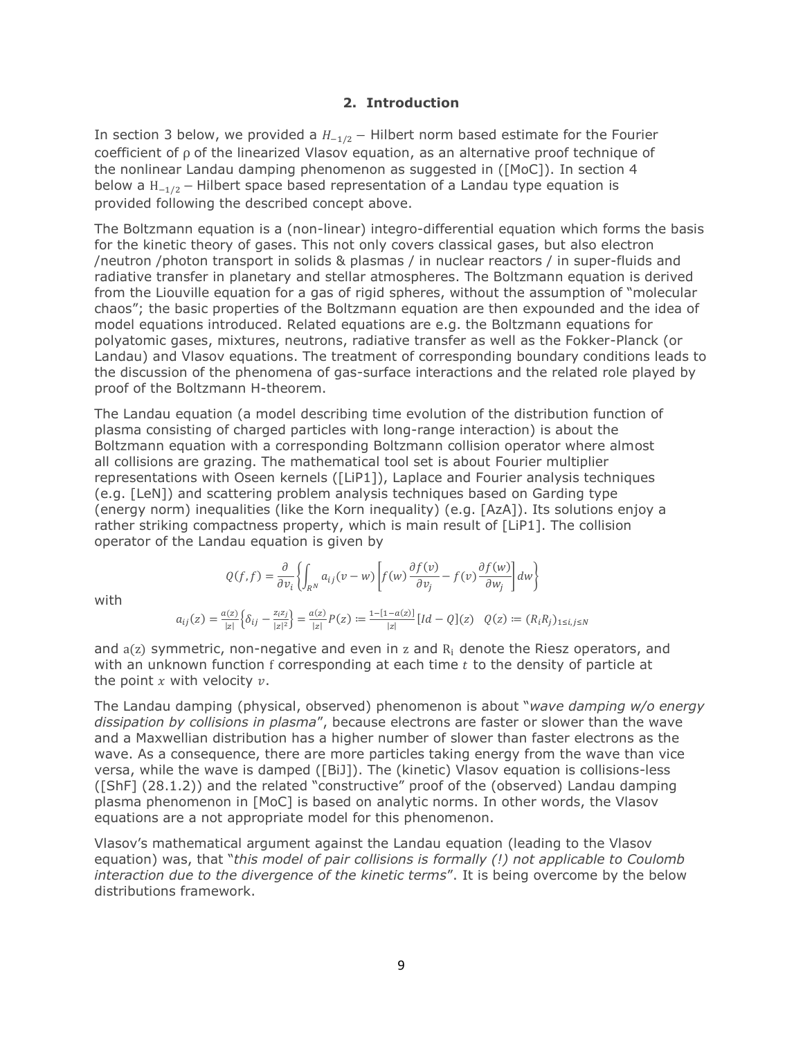## 2. Introduction

In section 3 below, we provided a $H_{-1/2}$ – Hilbert norm based estimate for the Fourier coefficient of ρ of the linearized Vlasov equation, as an alternative proof technique of the nonlinear Landau damping phenomenon as suggested in ([MoC]). In section 4 below a $H_{-1/2}$ – Hilbert space based representation of a Landau type equation is provided following the described concept above.

The Boltzmann equation is a (non-linear) integro-differential equation which forms the basis for the kinetic theory of gases. This not only covers classical gases, but also electron /neutron /photon transport in solids & plasmas / in nuclear reactors / in super-fluids and radiative transfer in planetary and stellar atmospheres. The Boltzmann equation is derived from the Liouville equation for a gas of rigid spheres, without the assumption of "molecular chaos"; the basic properties of the Boltzmann equation are then expounded and the idea of model equations introduced. Related equations are e.g. the Boltzmann equations for polyatomic gases, mixtures, neutrons, radiative transfer as well as the Fokker-Planck (or Landau) and Vlasov equations. The treatment of corresponding boundary conditions leads to the discussion of the phenomena of gas-surface interactions and the related role played by proof of the Boltzmann H-theorem.

The Landau equation (a model describing time evolution of the distribution function of plasma consisting of charged particles with long-range interaction) is about the Boltzmann equation with a corresponding Boltzmann collision operator where almost all collisions are grazing. The mathematical tool set is about Fourier multiplier representations with Oseen kernels ([LiP1]), Laplace and Fourier analysis techniques (e.g. [LeN]) and scattering problem analysis techniques based on Garding type (energy norm) inequalities (like the Korn inequality) (e.g. [AzA]). Its solutions enjoy a rather striking compactness property, which is main result of [LiP1]. The collision operator of the Landau equation is given by

$$Q(f,f) = \frac{\partial}{\partial v_i}\left\{\int_{R^N} a_{ij}(v-w)\left[f(w)\frac{\partial f(v)}{\partial v_j} - f(v)\frac{\partial f(w)}{\partial w_j}\right]dw\right\}$$

with

$$a_{ij}(z) = \frac{a(z)}{|z|}\left\{\delta_{ij} - \frac{z_i z_j}{|z|^2}\right\} = \frac{a(z)}{|z|}P(z) := \frac{1-[1-a(z)]}{|z|}[Id - Q](z) \quad Q(z) := (R_i R_j)_{1 \le i,j \le N}$$

and $a(z)$ symmetric, non-negative and even in $z$ and $R_i$ denote the Riesz operators, and with an unknown function $f$ corresponding at each time $t$ to the density of particle at the point $x$ with velocity $v$.

The Landau damping (physical, observed) phenomenon is about "*wave damping w/o energy dissipation by collisions in plasma*", because electrons are faster or slower than the wave and a Maxwellian distribution has a higher number of slower than faster electrons as the wave. As a consequence, there are more particles taking energy from the wave than vice versa, while the wave is damped ([BiJ]). The (kinetic) Vlasov equation is collisions-less ([ShF] (28.1.2)) and the related "constructive" proof of the (observed) Landau damping plasma phenomenon in [MoC] is based on analytic norms. In other words, the Vlasov equations are a not appropriate model for this phenomenon.

Vlasov's mathematical argument against the Landau equation (leading to the Vlasov equation) was, that "*this model of pair collisions is formally (!) not applicable to Coulomb interaction due to the divergence of the kinetic terms*". It is being overcome by the below distributions framework.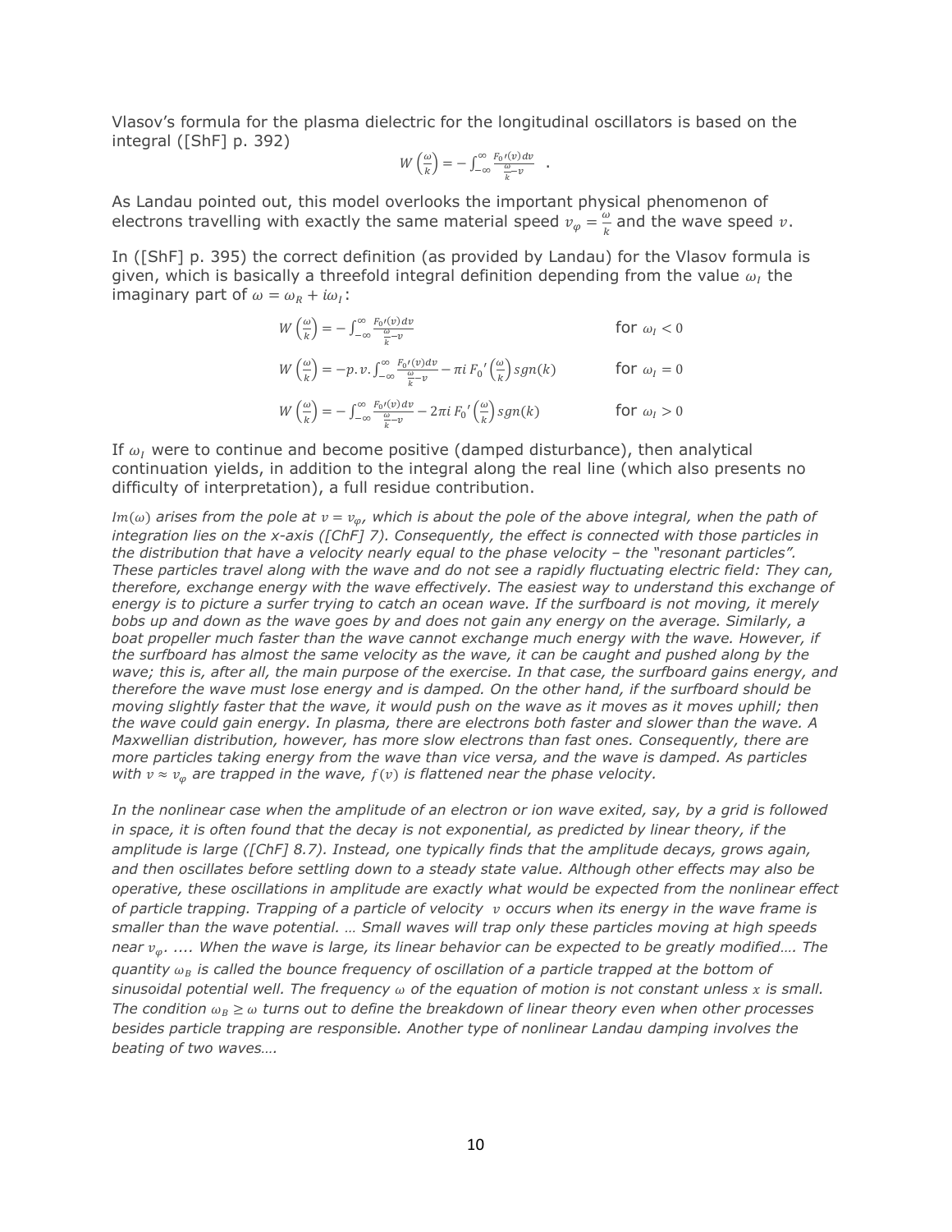Vlasov's formula for the plasma dielectric for the longitudinal oscillators is based on the integral ([ShF] p. 392)

$$W\left(\frac{\omega}{k}\right) = -\int_{-\infty}^{\infty} \frac{F_0{}'(v)\,dv}{\frac{\omega}{k}-v} \quad .$$

As Landau pointed out, this model overlooks the important physical phenomenon of electrons travelling with exactly the same material speed $v_\varphi = \frac{\omega}{k}$ and the wave speed $v$.

In ([ShF] p. 395) the correct definition (as provided by Landau) for the Vlasov formula is given, which is basically a threefold integral definition depending from the value $\omega_I$ the imaginary part of $\omega = \omega_R + i\omega_I$:

$$W\left(\frac{\omega}{k}\right) = -\int_{-\infty}^{\infty} \frac{F_0{}'(v)\,dv}{\frac{\omega}{k}-v} \qquad \text{for } \omega_I < 0$$

$$W\left(\frac{\omega}{k}\right) = -p.v.\int_{-\infty}^{\infty} \frac{F_0{}'(v)\,dv}{\frac{\omega}{k}-v} - \pi i\, F_0{}'\left(\frac{\omega}{k}\right) sgn(k) \qquad \text{for } \omega_I = 0$$

$$W\left(\frac{\omega}{k}\right) = -\int_{-\infty}^{\infty} \frac{F_0{}'(v)\,dv}{\frac{\omega}{k}-v} - 2\pi i\, F_0{}'\left(\frac{\omega}{k}\right) sgn(k) \qquad \text{for } \omega_I > 0$$

If $\omega_I$ were to continue and become positive (damped disturbance), then analytical continuation yields, in addition to the integral along the real line (which also presents no difficulty of interpretation), a full residue contribution.

*$Im(\omega)$ arises from the pole at $v = v_\varphi$, which is about the pole of the above integral, when the path of integration lies on the x-axis ([ChF] 7). Consequently, the effect is connected with those particles in the distribution that have a velocity nearly equal to the phase velocity – the "resonant particles". These particles travel along with the wave and do not see a rapidly fluctuating electric field: They can, therefore, exchange energy with the wave effectively. The easiest way to understand this exchange of energy is to picture a surfer trying to catch an ocean wave. If the surfboard is not moving, it merely bobs up and down as the wave goes by and does not gain any energy on the average. Similarly, a boat propeller much faster than the wave cannot exchange much energy with the wave. However, if the surfboard has almost the same velocity as the wave, it can be caught and pushed along by the wave; this is, after all, the main purpose of the exercise. In that case, the surfboard gains energy, and therefore the wave must lose energy and is damped. On the other hand, if the surfboard should be moving slightly faster that the wave, it would push on the wave as it moves as it moves uphill; then the wave could gain energy. In plasma, there are electrons both faster and slower than the wave. A Maxwellian distribution, however, has more slow electrons than fast ones. Consequently, there are more particles taking energy from the wave than vice versa, and the wave is damped. As particles with $v \approx v_\varphi$ are trapped in the wave, $f(v)$ is flattened near the phase velocity.*

*In the nonlinear case when the amplitude of an electron or ion wave exited, say, by a grid is followed in space, it is often found that the decay is not exponential, as predicted by linear theory, if the amplitude is large ([ChF] 8.7). Instead, one typically finds that the amplitude decays, grows again, and then oscillates before settling down to a steady state value. Although other effects may also be operative, these oscillations in amplitude are exactly what would be expected from the nonlinear effect of particle trapping. Trapping of a particle of velocity $v$ occurs when its energy in the wave frame is smaller than the wave potential. … Small waves will trap only these particles moving at high speeds near $v_\varphi$. .... When the wave is large, its linear behavior can be expected to be greatly modified…. The quantity $\omega_B$ is called the bounce frequency of oscillation of a particle trapped at the bottom of sinusoidal potential well. The frequency $\omega$ of the equation of motion is not constant unless $x$ is small. The condition $\omega_B \geq \omega$ turns out to define the breakdown of linear theory even when other processes besides particle trapping are responsible. Another type of nonlinear Landau damping involves the beating of two waves….*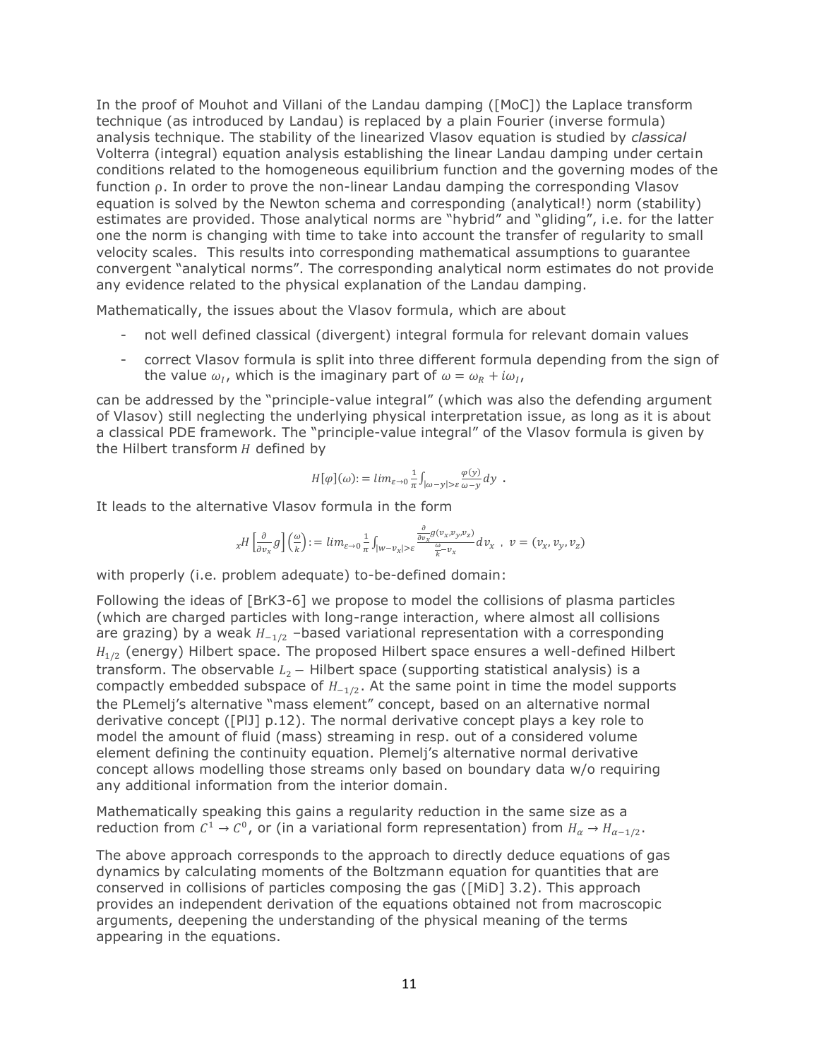In the proof of Mouhot and Villani of the Landau damping ([MoC]) the Laplace transform technique (as introduced by Landau) is replaced by a plain Fourier (inverse formula) analysis technique. The stability of the linearized Vlasov equation is studied by *classical* Volterra (integral) equation analysis establishing the linear Landau damping under certain conditions related to the homogeneous equilibrium function and the governing modes of the function ρ. In order to prove the non-linear Landau damping the corresponding Vlasov equation is solved by the Newton schema and corresponding (analytical!) norm (stability) estimates are provided. Those analytical norms are "hybrid" and "gliding", i.e. for the latter one the norm is changing with time to take into account the transfer of regularity to small velocity scales. This results into corresponding mathematical assumptions to guarantee convergent "analytical norms". The corresponding analytical norm estimates do not provide any evidence related to the physical explanation of the Landau damping.

Mathematically, the issues about the Vlasov formula, which are about

- not well defined classical (divergent) integral formula for relevant domain values
- correct Vlasov formula is split into three different formula depending from the sign of the value $\omega_I$, which is the imaginary part of $\omega = \omega_R + i\omega_I$,

can be addressed by the "principle-value integral" (which was also the defending argument of Vlasov) still neglecting the underlying physical interpretation issue, as long as it is about a classical PDE framework. The "principle-value integral" of the Vlasov formula is given by the Hilbert transform $H$ defined by

$$H[\varphi](\omega) := \lim_{\varepsilon\to 0}\frac{1}{\pi}\int_{|\omega-y|>\varepsilon}\frac{\varphi(y)}{\omega-y}dy \ .$$

It leads to the alternative Vlasov formula in the form

$${}_{x}H\left[\frac{\partial}{\partial v_x}g\right]\left(\frac{\omega}{k}\right) := \lim_{\varepsilon\to 0}\frac{1}{\pi}\int_{|w-v_x|>\varepsilon}\frac{\frac{\partial}{\partial v_x}g(v_x,v_y,v_z)}{\frac{\omega}{k}-v_x}dv_x \ , \ v=(v_x,v_y,v_z)$$

with properly (i.e. problem adequate) to-be-defined domain:

Following the ideas of [BrK3-6] we propose to model the collisions of plasma particles (which are charged particles with long-range interaction, where almost all collisions are grazing) by a weak $H_{-1/2}$ –based variational representation with a corresponding $H_{1/2}$ (energy) Hilbert space. The proposed Hilbert space ensures a well-defined Hilbert transform. The observable $L_2$ – Hilbert space (supporting statistical analysis) is a compactly embedded subspace of $H_{-1/2}$. At the same point in time the model supports the PLemelj's alternative "mass element" concept, based on an alternative normal derivative concept ([PlJ] p.12). The normal derivative concept plays a key role to model the amount of fluid (mass) streaming in resp. out of a considered volume element defining the continuity equation. Plemelj's alternative normal derivative concept allows modelling those streams only based on boundary data w/o requiring any additional information from the interior domain.

Mathematically speaking this gains a regularity reduction in the same size as a reduction from $C^1 \to C^0$, or (in a variational form representation) from $H_\alpha \to H_{\alpha-1/2}$.

The above approach corresponds to the approach to directly deduce equations of gas dynamics by calculating moments of the Boltzmann equation for quantities that are conserved in collisions of particles composing the gas ([MiD] 3.2). This approach provides an independent derivation of the equations obtained not from macroscopic arguments, deepening the understanding of the physical meaning of the terms appearing in the equations.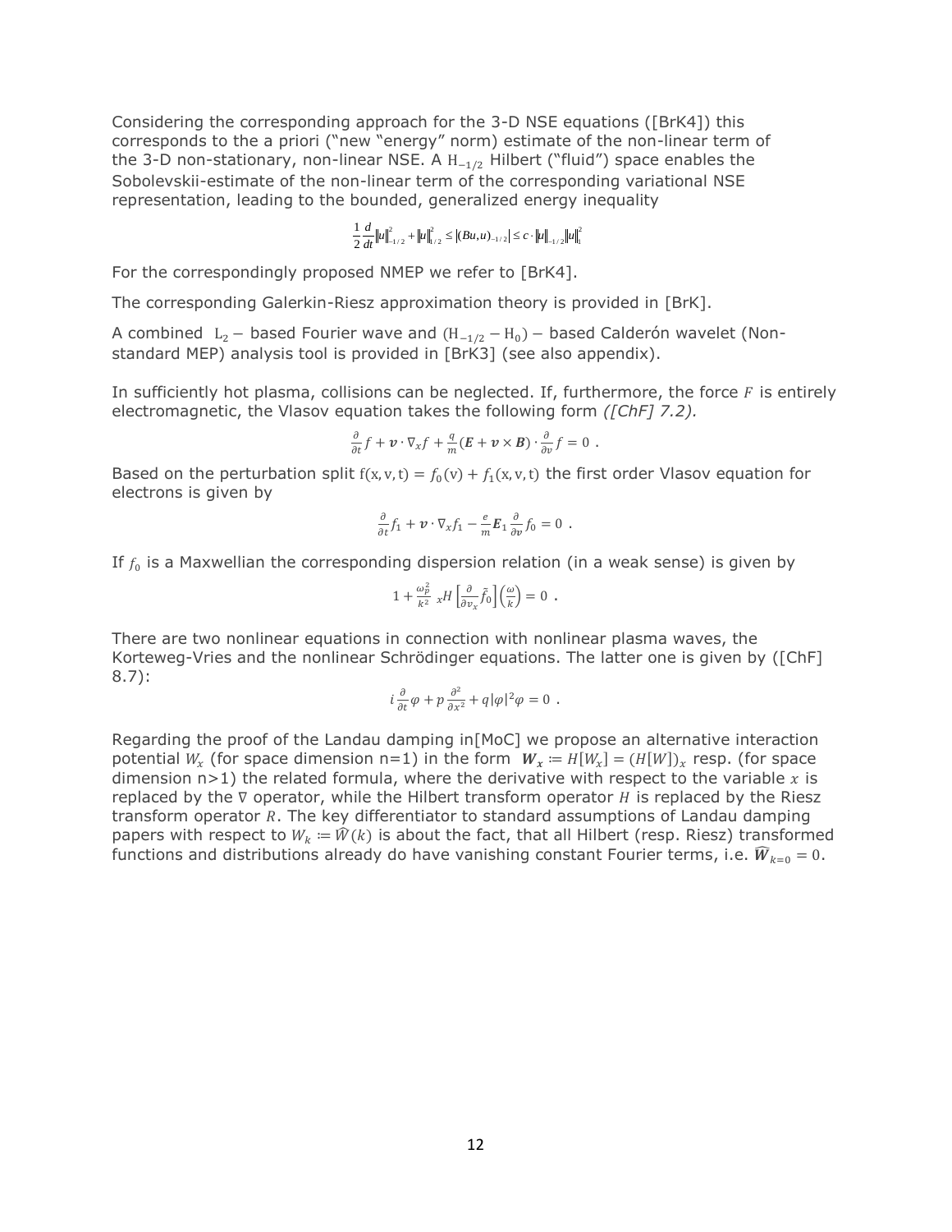Considering the corresponding approach for the 3-D NSE equations ([BrK4]) this corresponds to the a priori ("new "energy" norm) estimate of the non-linear term of the 3-D non-stationary, non-linear NSE. A $H_{-1/2}$ Hilbert ("fluid") space enables the Sobolevskii-estimate of the non-linear term of the corresponding variational NSE representation, leading to the bounded, generalized energy inequality

$$\frac{1}{2}\frac{d}{dt}\|u\|_{-1/2}^2 + \|u\|_{1/2}^2 \le |(Bu,u)_{-1/2}| \le c \cdot \|u\|_{-1/2}\|u\|_1^2$$

For the correspondingly proposed NMEP we refer to [BrK4].

The corresponding Galerkin-Riesz approximation theory is provided in [BrK].

A combined $L_2-$ based Fourier wave and $(H_{-1/2} - H_0)-$ based Calderón wavelet (Non-standard MEP) analysis tool is provided in [BrK3] (see also appendix).

In sufficiently hot plasma, collisions can be neglected. If, furthermore, the force $F$ is entirely electromagnetic, the Vlasov equation takes the following form *([ChF] 7.2).*

$$\frac{\partial}{\partial t} f + \boldsymbol{v} \cdot \nabla_x f + \frac{q}{m}(\boldsymbol{E} + \boldsymbol{v} \times \boldsymbol{B}) \cdot \frac{\partial}{\partial v} f = 0 \ .$$

Based on the perturbation split $f(x,v,t) = f_0(v) + f_1(x,v,t)$ the first order Vlasov equation for electrons is given by

$$\frac{\partial}{\partial t} f_1 + \boldsymbol{v} \cdot \nabla_x f_1 - \frac{e}{m}\boldsymbol{E}_1 \frac{\partial}{\partial v} f_0 = 0 \ .$$

If $f_0$ is a Maxwellian the corresponding dispersion relation (in a weak sense) is given by

$$1 + \frac{\omega_p^2}{k^2} \ {}_xH\left[\frac{\partial}{\partial v_x}\tilde{f}_0\right]\left(\frac{\omega}{k}\right) = 0 \ .$$

There are two nonlinear equations in connection with nonlinear plasma waves, the Korteweg-Vries and the nonlinear Schrödinger equations. The latter one is given by ([ChF] 8.7):

$$i\frac{\partial}{\partial t}\varphi + p\frac{\partial^2}{\partial x^2} + q|\varphi|^2\varphi = 0 \ .$$

Regarding the proof of the Landau damping in[MoC] we propose an alternative interaction potential $W_x$ (for space dimension n=1) in the form $\boldsymbol{W_x} := H[W_x] = (H[W])_x$ resp. (for space dimension n>1) the related formula, where the derivative with respect to the variable $x$ is replaced by the $\nabla$ operator, while the Hilbert transform operator $H$ is replaced by the Riesz transform operator $R$. The key differentiator to standard assumptions of Landau damping papers with respect to $W_k := \widehat{W}(k)$ is about the fact, that all Hilbert (resp. Riesz) transformed functions and distributions already do have vanishing constant Fourier terms, i.e. $\widehat{\boldsymbol{W}}_{k=0} = 0$.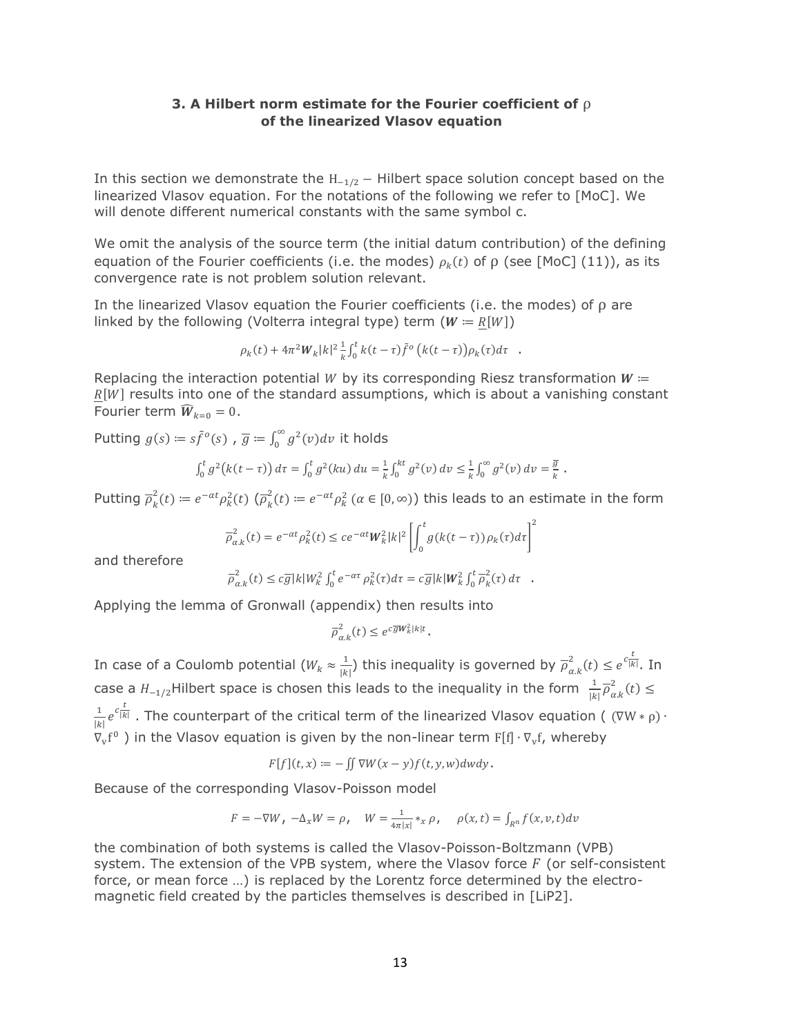### 3. A Hilbert norm estimate for the Fourier coefficient of ρ of the linearized Vlasov equation

In this section we demonstrate the $H_{-1/2}$ – Hilbert space solution concept based on the linearized Vlasov equation. For the notations of the following we refer to [MoC]. We will denote different numerical constants with the same symbol c.

We omit the analysis of the source term (the initial datum contribution) of the defining equation of the Fourier coefficients (i.e. the modes) $\rho_k(t)$ of ρ (see [MoC] (11)), as its convergence rate is not problem solution relevant.

In the linearized Vlasov equation the Fourier coefficients (i.e. the modes) of ρ are linked by the following (Volterra integral type) term ($\boldsymbol{W} := \underline{R}[W]$)

$$\rho_k(t) + 4\pi^2 \boldsymbol{W}_k |k|^2 \frac{1}{k} \int_0^t k(t-\tau) \tilde{f}^o\left(k(t-\tau)\right) \rho_k(\tau) d\tau \quad .$$

Replacing the interaction potential $W$ by its corresponding Riesz transformation $\boldsymbol{W} := \underline{R}[W]$ results into one of the standard assumptions, which is about a vanishing constant Fourier term $\widehat{\boldsymbol{W}}_{k=0} = 0$.

Putting $g(s) := s\tilde{f}^o(s)$ , $\overline{g} := \int_0^\infty g^2(v) dv$ it holds

$$\int_0^t g^2\left(k(t-\tau)\right) d\tau = \int_0^t g^2(ku)\, du = \frac{1}{k} \int_0^{kt} g^2(v)\, dv \le \frac{1}{k} \int_0^\infty g^2(v)\, dv = \frac{\overline{g}}{k} \ .$$

Putting $\overline{\rho}_k^2(t) := e^{-\alpha t} \rho_k^2(t)$ ($\overline{\rho}_k^2(t) := e^{-\alpha t} \rho_k^2$ ($\alpha \in [0, \infty)$)) this leads to an estimate in the form

$$\overline{\rho}_{\alpha.k}^2(t) = e^{-\alpha t} \rho_k^2(t) \le c e^{-\alpha t} \boldsymbol{W}_k^2 |k|^2 \left[ \int_0^t g(k(t-\tau))\, \rho_k(\tau) d\tau \right]^2$$

and therefore

$$\overline{\rho}_{\alpha.k}^2(t) \le c\overline{g} |k| W_k^2 \int_0^t e^{-\alpha \tau} \rho_k^2(\tau) d\tau = c\overline{g} |k| \boldsymbol{W}_k^2 \int_0^t \overline{\rho}_k^2(\tau)\, d\tau \quad .$$

Applying the lemma of Gronwall (appendix) then results into

$$\overline{\rho}_{\alpha.k}^2(t) \le e^{c\overline{g} W_k^2 |k| t} .$$

In case of a Coulomb potential ($W_k \approx \frac{1}{|k|}$) this inequality is governed by $\overline{\rho}_{\alpha.k}^2(t) \le e^{c\frac{t}{|k|}}$. In case a $H_{-1/2}$Hilbert space is chosen this leads to the inequality in the form $\frac{1}{|k|} \overline{\rho}_{\alpha.k}^2(t) \le \frac{1}{|k|} e^{c\frac{t}{|k|}}$ . The counterpart of the critical term of the linearized Vlasov equation ( $(\nabla W * \rho) \cdot \nabla_v f^0$ ) in the Vlasov equation is given by the non-linear term $F[f] \cdot \nabla_v f$, whereby

$$F[f](t,x) := -\iint \nabla W(x-y) f(t,y,w) dw dy \, .$$

Because of the corresponding Vlasov-Poisson model

$$F = -\nabla W \, , \; -\Delta_x W = \rho , \quad W = \frac{1}{4\pi|x|} *_x \rho , \quad \rho(x,t) = \int_{R^n} f(x,v,t) dv$$

the combination of both systems is called the Vlasov-Poisson-Boltzmann (VPB) system. The extension of the VPB system, where the Vlasov force $F$ (or self-consistent force, or mean force …) is replaced by the Lorentz force determined by the electro-magnetic field created by the particles themselves is described in [LiP2].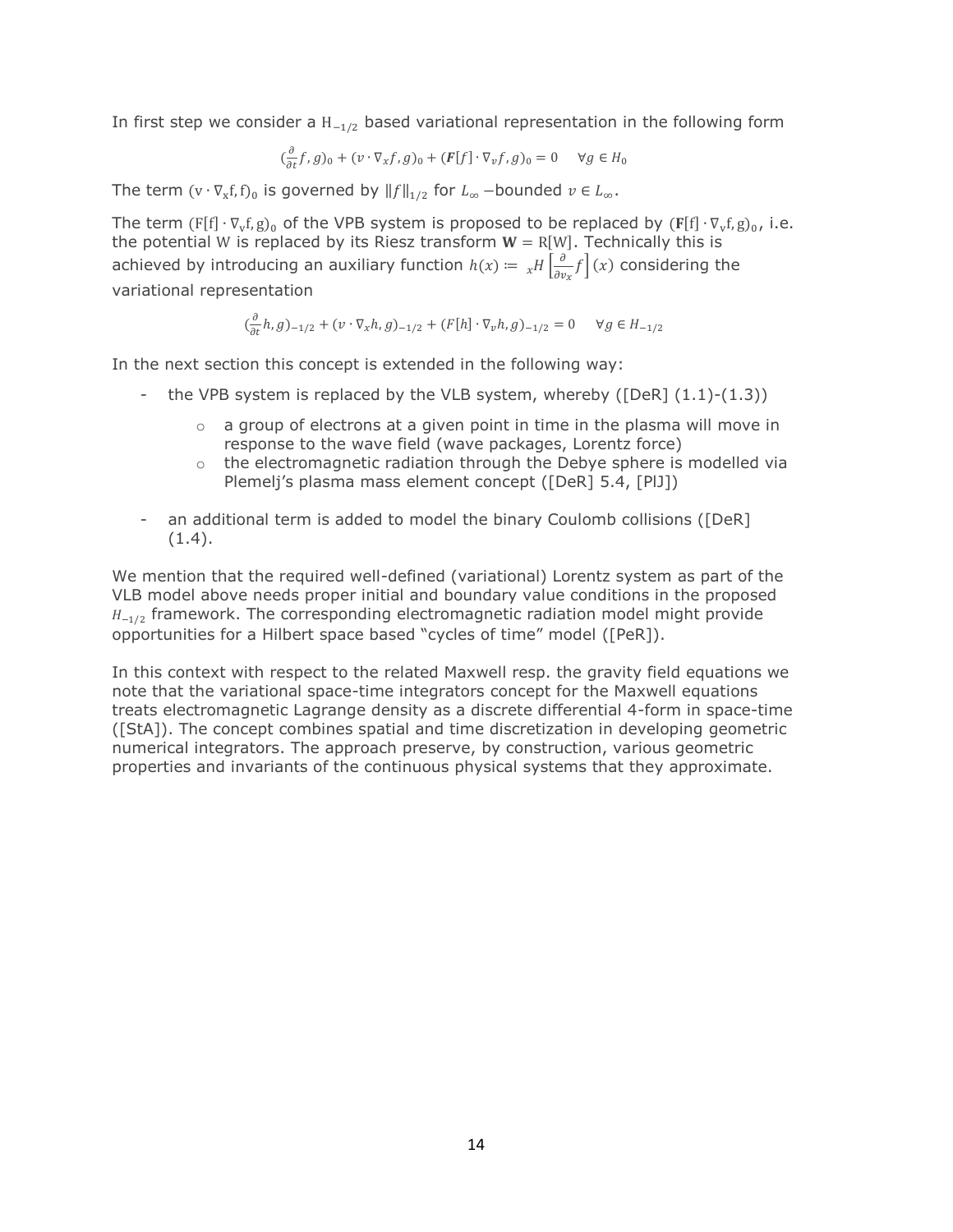In first step we consider a $H_{-1/2}$ based variational representation in the following form

$$(\frac{\partial}{\partial t}f,g)_0+(v\cdot\nabla_x f,g)_0+(\boldsymbol{F}[f]\cdot\nabla_v f,g)_0=0 \quad \forall g\in H_0$$

The term $(v\cdot\nabla_x f,f)_0$ is governed by $\|f\|_{1/2}$ for $L_\infty$ −bounded $v\in L_\infty$.

The term $(F[f]\cdot\nabla_v f,g)_0$ of the VPB system is proposed to be replaced by $(\mathbf{F}[f]\cdot\nabla_v f,g)_0$, i.e. the potential W is replaced by its Riesz transform $\mathbf{W}=R[W]$. Technically this is achieved by introducing an auxiliary function $h(x):={}_xH\left[\frac{\partial}{\partial v_x}f\right](x)$ considering the variational representation

$$(\frac{\partial}{\partial t}h,g)_{-1/2}+(v\cdot\nabla_x h,g)_{-1/2}+(F[h]\cdot\nabla_v h,g)_{-1/2}=0 \quad \forall g\in H_{-1/2}$$

In the next section this concept is extended in the following way:

- the VPB system is replaced by the VLB system, whereby ([DeR] (1.1)-(1.3))
    - a group of electrons at a given point in time in the plasma will move in response to the wave field (wave packages, Lorentz force)
    - the electromagnetic radiation through the Debye sphere is modelled via Plemelj's plasma mass element concept ([DeR] 5.4, [PlJ])
- an additional term is added to model the binary Coulomb collisions ([DeR] (1.4).

We mention that the required well-defined (variational) Lorentz system as part of the VLB model above needs proper initial and boundary value conditions in the proposed $H_{-1/2}$ framework. The corresponding electromagnetic radiation model might provide opportunities for a Hilbert space based "cycles of time" model ([PeR]).

In this context with respect to the related Maxwell resp. the gravity field equations we note that the variational space-time integrators concept for the Maxwell equations treats electromagnetic Lagrange density as a discrete differential 4-form in space-time ([StA]). The concept combines spatial and time discretization in developing geometric numerical integrators. The approach preserve, by construction, various geometric properties and invariants of the continuous physical systems that they approximate.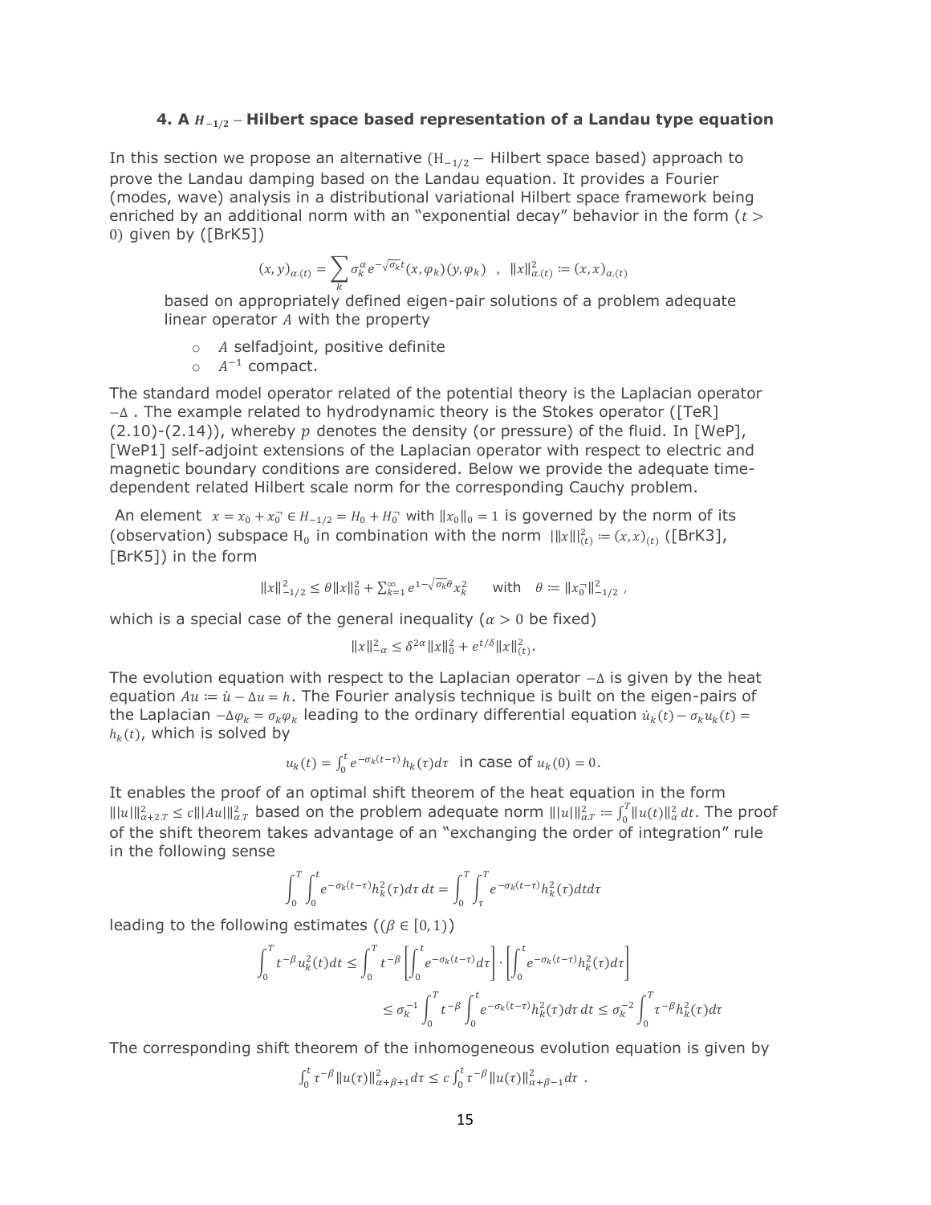### 4. A $H_{-1/2}$ – Hilbert space based representation of a Landau type equation

In this section we propose an alternative ($H_{-1/2}$ – Hilbert space based) approach to prove the Landau damping based on the Landau equation. It provides a Fourier (modes, wave) analysis in a distributional variational Hilbert space framework being enriched by an additional norm with an "exponential decay" behavior in the form ($t > 0$) given by ([BrK5])

$$(x,y)_{\alpha.(t)} = \sum_k \sigma_k^\alpha e^{-\sqrt{\sigma_k}t}(x,\varphi_k)(y,\varphi_k) \quad , \quad \|x\|^2_{\alpha.(t)} := (x,x)_{\alpha.(t)}$$

based on appropriately defined eigen-pair solutions of a problem adequate linear operator $A$ with the property

- $A$ selfadjoint, positive definite
- $A^{-1}$ compact.

The standard model operator related of the potential theory is the Laplacian operator $-\Delta$ . The example related to hydrodynamic theory is the Stokes operator ([TeR] (2.10)-(2.14)), whereby $p$ denotes the density (or pressure) of the fluid. In [WeP], [WeP1] self-adjoint extensions of the Laplacian operator with respect to electric and magnetic boundary conditions are considered. Below we provide the adequate time-dependent related Hilbert scale norm for the corresponding Cauchy problem.

An element $x = x_0 + x_0^- \in H_{-1/2} = H_0 + H_0^-$ with $\|x_0\|_0 = 1$ is governed by the norm of its (observation) subspace $H_0$ in combination with the norm $|||x|||^2_{(t)} := (x,x)_{(t)}$ ([BrK3], [BrK5]) in the form

$$\|x\|^2_{-1/2} \leq \theta\|x\|^2_0 + \sum_{k=1}^{\infty} e^{1-\sqrt{\sigma_k}\theta} x_k^2 \qquad \text{with} \quad \theta := \|x_0^-\|^2_{-1/2} \ ,$$

which is a special case of the general inequality ($\alpha > 0$ be fixed)

$$\|x\|^2_{-\alpha} \leq \delta^{2\alpha}\|x\|^2_0 + e^{t/\delta}\|x\|^2_{(t)}.$$

The evolution equation with respect to the Laplacian operator $-\Delta$ is given by the heat equation $Au := \dot{u} - \Delta u = h$. The Fourier analysis technique is built on the eigen-pairs of the Laplacian $-\Delta\varphi_k = \sigma_k\varphi_k$ leading to the ordinary differential equation $\dot{u}_k(t) - \sigma_k u_k(t) = h_k(t)$, which is solved by

$$u_k(t) = \int_0^t e^{-\sigma_k(t-\tau)} h_k(\tau)d\tau \quad \text{in case of } u_k(0) = 0.$$

It enables the proof of an optimal shift theorem of the heat equation in the form $|||u|||^2_{\alpha+2.T} \leq c|||Au|||^2_{\alpha.T}$ based on the problem adequate norm $|||u|||^2_{\alpha.T} := \int_0^T \|u(t)\|^2_\alpha dt$. The proof of the shift theorem takes advantage of an "exchanging the order of integration" rule in the following sense

$$\int_0^T \int_0^t e^{-\sigma_k(t-\tau)} h_k^2(\tau)d\tau\, dt = \int_0^T \int_\tau^T e^{-\sigma_k(t-\tau)} h_k^2(\tau)dt d\tau$$

leading to the following estimates (($\beta \in [0,1)$)

$$\int_0^T t^{-\beta} u_k^2(t)dt \leq \int_0^T t^{-\beta}\left[\int_0^t e^{-\sigma_k(t-\tau)}d\tau\right] \cdot \left[\int_0^t e^{-\sigma_k(t-\tau)} h_k^2(\tau)d\tau\right]$$

$$\leq \sigma_k^{-1} \int_0^T t^{-\beta} \int_0^t e^{-\sigma_k(t-\tau)} h_k^2(\tau)d\tau\, dt \leq \sigma_k^{-2} \int_0^T \tau^{-\beta} h_k^2(\tau)d\tau$$

The corresponding shift theorem of the inhomogeneous evolution equation is given by

$$\int_0^t \tau^{-\beta}\|u(\tau)\|^2_{\alpha+\beta+1} d\tau \leq c \int_0^t \tau^{-\beta}\|u(\tau)\|^2_{\alpha+\beta-1} d\tau \ .$$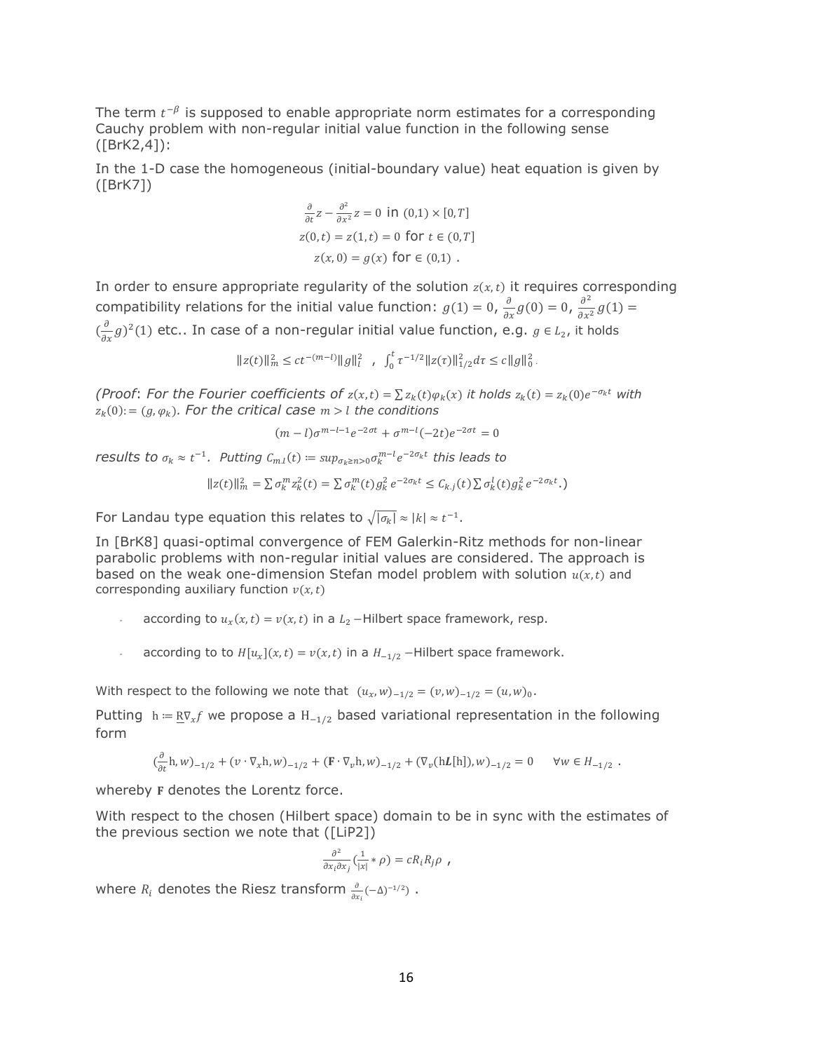The term $t^{-\beta}$ is supposed to enable appropriate norm estimates for a corresponding Cauchy problem with non-regular initial value function in the following sense ([BrK2,4]):

In the 1-D case the homogeneous (initial-boundary value) heat equation is given by ([BrK7])

$$\frac{\partial}{\partial t}z - \frac{\partial^2}{\partial x^2}z = 0 \text{ in } (0,1) \times [0,T]$$

$$z(0,t) = z(1,t) = 0 \text{ for } t \in (0,T]$$

$$z(x,0) = g(x) \text{ for } \in (0,1) \ .$$

In order to ensure appropriate regularity of the solution $z(x,t)$ it requires corresponding compatibility relations for the initial value function: $g(1) = 0$, $\frac{\partial}{\partial x}g(0) = 0$, $\frac{\partial^2}{\partial x^2}g(1) = (\frac{\partial}{\partial x}g)^2(1)$ etc.. In case of a non-regular initial value function, e.g. $g \in L_2$, it holds

$$\|z(t)\|_m^2 \leq ct^{-(m-l)}\|g\|_l^2 \quad , \quad \int_0^t \tau^{-1/2}\|z(\tau)\|_{1/2}^2 d\tau \leq c\|g\|_0^2 \, .$$

*(Proof: For the Fourier coefficients of* $z(x,t) = \sum z_k(t)\varphi_k(x)$ *it holds* $z_k(t) = z_k(0)e^{-\sigma_k t}$ *with* $z_k(0) := (g, \varphi_k)$*. For the critical case* $m > l$ *the conditions*

$$(m-l)\sigma^{m-l-1}e^{-2\sigma t} + \sigma^{m-l}(-2t)e^{-2\sigma t} = 0$$

*results to* $\sigma_k \approx t^{-1}$*. Putting* $C_{m.l}(t) := sup_{\sigma_k \geq n > 0}\sigma_k^{m-l}e^{-2\sigma_k t}$ *this leads to*

$$\|z(t)\|_m^2 = \sum \sigma_k^m z_k^2(t) = \sum \sigma_k^m(t) g_k^2 \, e^{-2\sigma_k t} \leq C_{k.j}(t) \sum \sigma_k^l(t) g_k^2 \, e^{-2\sigma_k t}.)$$

For Landau type equation this relates to $\sqrt{|\sigma_k|} \approx |k| \approx t^{-1}$.

In [BrK8] quasi-optimal convergence of FEM Galerkin-Ritz methods for non-linear parabolic problems with non-regular initial values are considered. The approach is based on the weak one-dimension Stefan model problem with solution $u(x,t)$ and corresponding auxiliary function $v(x,t)$

- according to $u_x(x,t) = v(x,t)$ in a $L_2$ –Hilbert space framework, resp.
- according to to $H[u_x](x,t) = v(x,t)$ in a $H_{-1/2}$ –Hilbert space framework.

With respect to the following we note that $(u_x, w)_{-1/2} = (v, w)_{-1/2} = (u, w)_0$.

Putting $\mathrm{h} := \underline{\mathrm{R}}\nabla_x f$ we propose a $\mathrm{H}_{-1/2}$ based variational representation in the following form

$$(\frac{\partial}{\partial t}\mathrm{h}, w)_{-1/2} + (v \cdot \nabla_x \mathrm{h}, w)_{-1/2} + (\mathbf{F} \cdot \nabla_v \mathrm{h}, w)_{-1/2} + (\nabla_v(\mathrm{h}\boldsymbol{L}[\mathrm{h}]), w)_{-1/2} = 0 \qquad \forall w \in H_{-1/2} \ .$$

whereby $\mathbf{F}$ denotes the Lorentz force.

With respect to the chosen (Hilbert space) domain to be in sync with the estimates of the previous section we note that ([LiP2])

$$\frac{\partial^2}{\partial x_i \partial x_j}(\frac{1}{|x|} * \rho) = cR_i R_j \rho \ ,$$

where $R_i$ denotes the Riesz transform $\frac{\partial}{\partial x_i}(-\Delta)^{-1/2})$ .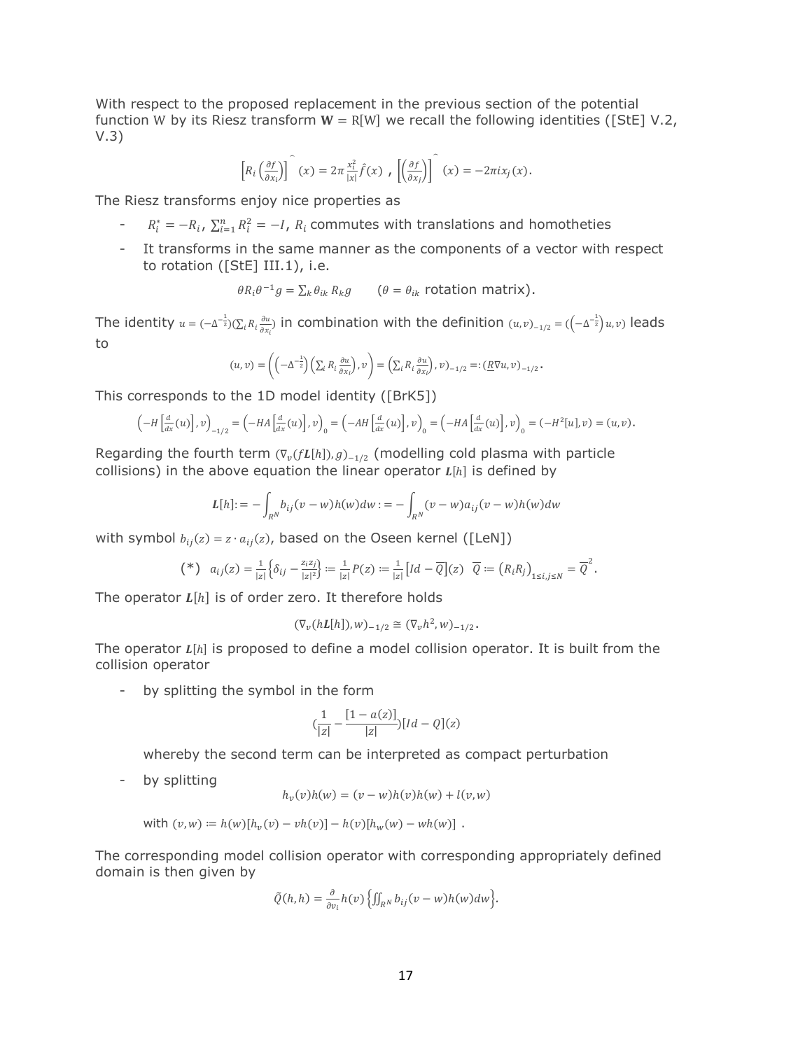With respect to the proposed replacement in the previous section of the potential function W by its Riesz transform $\mathbf{W} = R[W]$ we recall the following identities ([StE] V.2, V.3)

$$\left[R_i\left(\frac{\partial f}{\partial x_i}\right)\right]^{\widehat{}}(x) = 2\pi\frac{x_i^2}{|x|}\hat{f}(x)\ ,\ \left[\left(\frac{\partial f}{\partial x_j}\right)\right]^{\widehat{}}(x) = -2\pi i x_j(x).$$

The Riesz transforms enjoy nice properties as

- $R_i^* = -R_i$, $\sum_{i=1}^n R_i^2 = -I$, $R_i$ commutes with translations and homotheties
- It transforms in the same manner as the components of a vector with respect to rotation ([StE] III.1), i.e.

$$\theta R_i \theta^{-1} g = \sum_k \theta_{ik} R_k g \qquad (\theta = \theta_{ik} \text{ rotation matrix}).$$

The identity $u = (-\Delta^{-\frac{1}{2}})(\sum_i R_i \frac{\partial u}{\partial x_i})$ in combination with the definition $(u,v)_{-1/2} = (\left(-\Delta^{-\frac{1}{2}}\right)u, v)$ leads to

$$(u,v) = \left(\left(-\Delta^{-\frac{1}{2}}\right)\left(\sum_i R_i \frac{\partial u}{\partial x_i}\right), v\right) = \left(\sum_i R_i \frac{\partial u}{\partial x_i}\right), v)_{-1/2} =: (\underline{R}\nabla u, v)_{-1/2}.$$

This corresponds to the 1D model identity ([BrK5])

$$\left(-H\left[\frac{d}{dx}(u)\right], v\right)_{-1/2} = \left(-HA\left[\frac{d}{dx}(u)\right], v\right)_0 = \left(-AH\left[\frac{d}{dx}(u)\right], v\right)_0 = \left(-HA\left[\frac{d}{dx}(u)\right], v\right)_0 = (-H^2[u], v) = (u,v).$$

Regarding the fourth term $(\nabla_v(f\boldsymbol{L}[h]), g)_{-1/2}$ (modelling cold plasma with particle collisions) in the above equation the linear operator $\boldsymbol{L}[h]$ is defined by

$$\boldsymbol{L}[h] := -\int_{R^N} b_{ij}(v-w)h(w)dw := -\int_{R^N}(v-w)a_{ij}(v-w)h(w)dw$$

with symbol $b_{ij}(z) = z \cdot a_{ij}(z)$, based on the Oseen kernel ([LeN])

$$(*)\quad a_{ij}(z) = \frac{1}{|z|}\left\{\delta_{ij} - \frac{z_i z_j}{|z|^2}\right\} := \frac{1}{|z|}P(z) := \frac{1}{|z|}\left[Id - \overline{Q}\right](z)\quad \overline{Q} := \left(R_i R_j\right)_{1\le i,j\le N} = \overline{Q}^2.$$

The operator $\boldsymbol{L}[h]$ is of order zero. It therefore holds

$$(\nabla_v(h\boldsymbol{L}[h]), w)_{-1/2} \cong (\nabla_v h^2, w)_{-1/2}.$$

The operator $\boldsymbol{L}[h]$ is proposed to define a model collision operator. It is built from the collision operator

- by splitting the symbol in the form

$$\left(\frac{1}{|z|} - \frac{[1-a(z)]}{|z|}\right)[Id - Q](z)$$

  whereby the second term can be interpreted as compact perturbation

- by splitting

$$h_v(v)h(w) = (v-w)h(v)h(w) + l(v,w)$$

  with $(v,w) := h(w)[h_v(v) - vh(v)] - h(v)[h_w(w) - wh(w)]$ .

The corresponding model collision operator with corresponding appropriately defined domain is then given by

$$\tilde{Q}(h,h) = \frac{\partial}{\partial v_i}h(v)\left\{\iint_{R^N} b_{ij}(v-w)h(w)dw\right\}.$$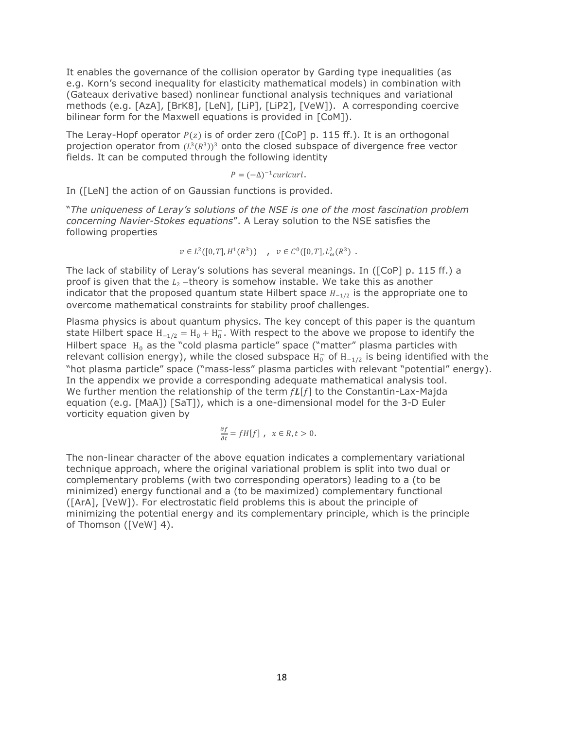It enables the governance of the collision operator by Garding type inequalities (as e.g. Korn's second inequality for elasticity mathematical models) in combination with (Gateaux derivative based) nonlinear functional analysis techniques and variational methods (e.g. [AzA], [BrK8], [LeN], [LiP], [LiP2], [VeW]). A corresponding coercive bilinear form for the Maxwell equations is provided in [CoM]).

The Leray-Hopf operator $P(z)$ is of order zero ([CoP] p. 115 ff.). It is an orthogonal projection operator from $(L^3(R^3))^3$ onto the closed subspace of divergence free vector fields. It can be computed through the following identity

$$P = (-\Delta)^{-1} curlcurl.$$

In ([LeN] the action of on Gaussian functions is provided.

"*The uniqueness of Leray's solutions of the NSE is one of the most fascination problem concerning Navier-Stokes equations*". A Leray solution to the NSE satisfies the following properties

$$v \in L^2([0,T], H^1(R^3)) \quad , \quad v \in C^0([0,T], L^2_\omega(R^3) \; .$$

The lack of stability of Leray's solutions has several meanings. In ([CoP] p. 115 ff.) a proof is given that the $L_2$ −theory is somehow instable. We take this as another indicator that the proposed quantum state Hilbert space $H_{-1/2}$ is the appropriate one to overcome mathematical constraints for stability proof challenges.

Plasma physics is about quantum physics. The key concept of this paper is the quantum state Hilbert space $H_{-1/2} = H_0 + H_0^{\neg}$. With respect to the above we propose to identify the Hilbert space $H_0$ as the "cold plasma particle" space ("matter" plasma particles with relevant collision energy), while the closed subspace $H_0^{\neg}$ of $H_{-1/2}$ is being identified with the "hot plasma particle" space ("mass-less" plasma particles with relevant "potential" energy). In the appendix we provide a corresponding adequate mathematical analysis tool. We further mention the relationship of the term $f\boldsymbol{L}[f]$ to the Constantin-Lax-Majda equation (e.g. [MaA]) [SaT]), which is a one-dimensional model for the 3-D Euler vorticity equation given by

$$\frac{\partial f}{\partial t} = fH[f] \; , \;\; x \in R, t > 0.$$

The non-linear character of the above equation indicates a complementary variational technique approach, where the original variational problem is split into two dual or complementary problems (with two corresponding operators) leading to a (to be minimized) energy functional and a (to be maximized) complementary functional ([ArA], [VeW]). For electrostatic field problems this is about the principle of minimizing the potential energy and its complementary principle, which is the principle of Thomson ([VeW] 4).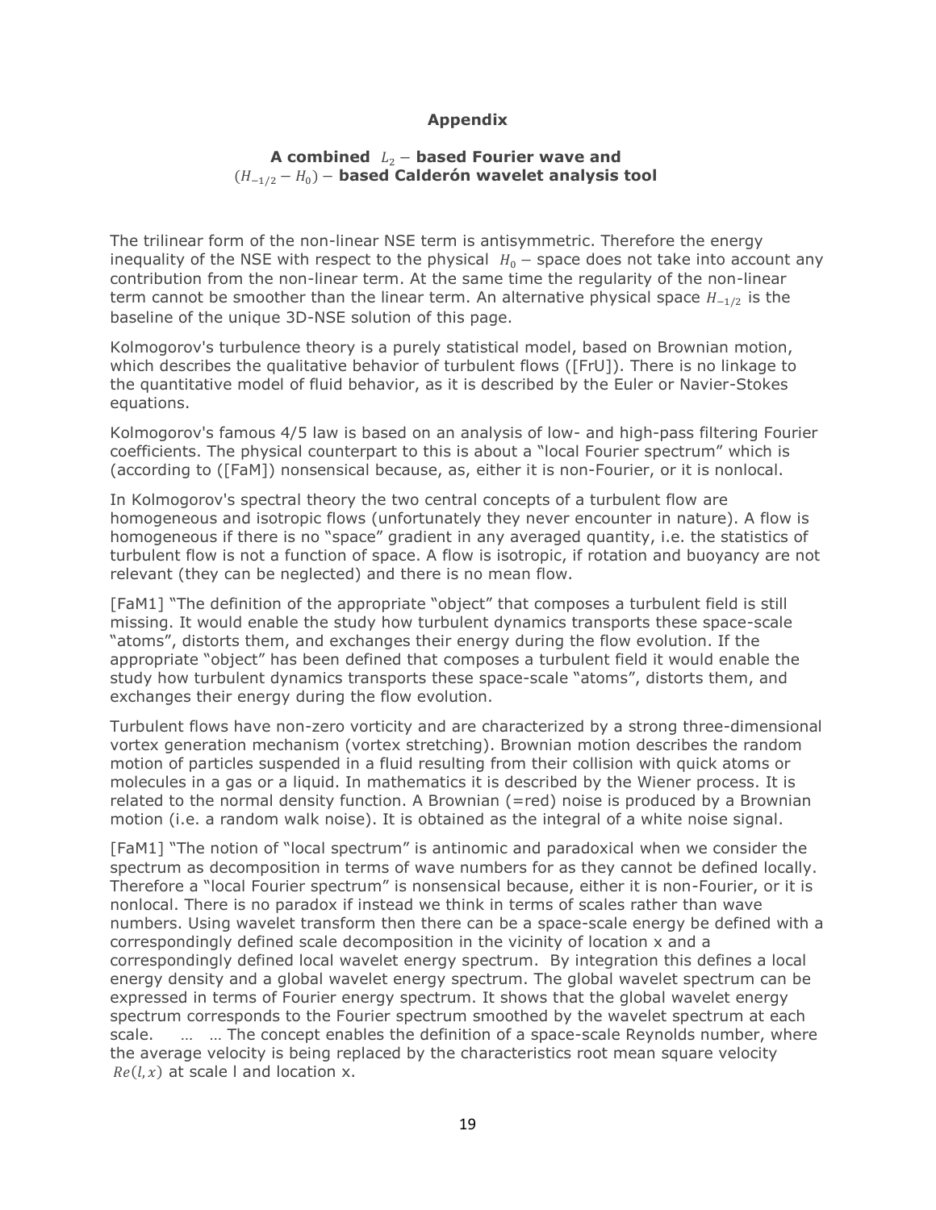# Appendix

## A combined $L_2-$ based Fourier wave and $(H_{-1/2}-H_0)-$ based Calderón wavelet analysis tool

The trilinear form of the non-linear NSE term is antisymmetric. Therefore the energy inequality of the NSE with respect to the physical $H_0-$ space does not take into account any contribution from the non-linear term. At the same time the regularity of the non-linear term cannot be smoother than the linear term. An alternative physical space $H_{-1/2}$ is the baseline of the unique 3D-NSE solution of this page.

Kolmogorov's turbulence theory is a purely statistical model, based on Brownian motion, which describes the qualitative behavior of turbulent flows ([FrU]). There is no linkage to the quantitative model of fluid behavior, as it is described by the Euler or Navier-Stokes equations.

Kolmogorov's famous 4/5 law is based on an analysis of low- and high-pass filtering Fourier coefficients. The physical counterpart to this is about a "local Fourier spectrum" which is (according to ([FaM]) nonsensical because, as, either it is non-Fourier, or it is nonlocal.

In Kolmogorov's spectral theory the two central concepts of a turbulent flow are homogeneous and isotropic flows (unfortunately they never encounter in nature). A flow is homogeneous if there is no "space" gradient in any averaged quantity, i.e. the statistics of turbulent flow is not a function of space. A flow is isotropic, if rotation and buoyancy are not relevant (they can be neglected) and there is no mean flow.

[FaM1] "The definition of the appropriate "object" that composes a turbulent field is still missing. It would enable the study how turbulent dynamics transports these space-scale "atoms", distorts them, and exchanges their energy during the flow evolution. If the appropriate "object" has been defined that composes a turbulent field it would enable the study how turbulent dynamics transports these space-scale "atoms", distorts them, and exchanges their energy during the flow evolution.

Turbulent flows have non-zero vorticity and are characterized by a strong three-dimensional vortex generation mechanism (vortex stretching). Brownian motion describes the random motion of particles suspended in a fluid resulting from their collision with quick atoms or molecules in a gas or a liquid. In mathematics it is described by the Wiener process. It is related to the normal density function. A Brownian (=red) noise is produced by a Brownian motion (i.e. a random walk noise). It is obtained as the integral of a white noise signal.

[FaM1] "The notion of "local spectrum" is antinomic and paradoxical when we consider the spectrum as decomposition in terms of wave numbers for as they cannot be defined locally. Therefore a "local Fourier spectrum" is nonsensical because, either it is non-Fourier, or it is nonlocal. There is no paradox if instead we think in terms of scales rather than wave numbers. Using wavelet transform then there can be a space-scale energy be defined with a correspondingly defined scale decomposition in the vicinity of location x and a correspondingly defined local wavelet energy spectrum. By integration this defines a local energy density and a global wavelet energy spectrum. The global wavelet spectrum can be expressed in terms of Fourier energy spectrum. It shows that the global wavelet energy spectrum corresponds to the Fourier spectrum smoothed by the wavelet spectrum at each scale. … … The concept enables the definition of a space-scale Reynolds number, where the average velocity is being replaced by the characteristics root mean square velocity $Re(l,x)$ at scale l and location x.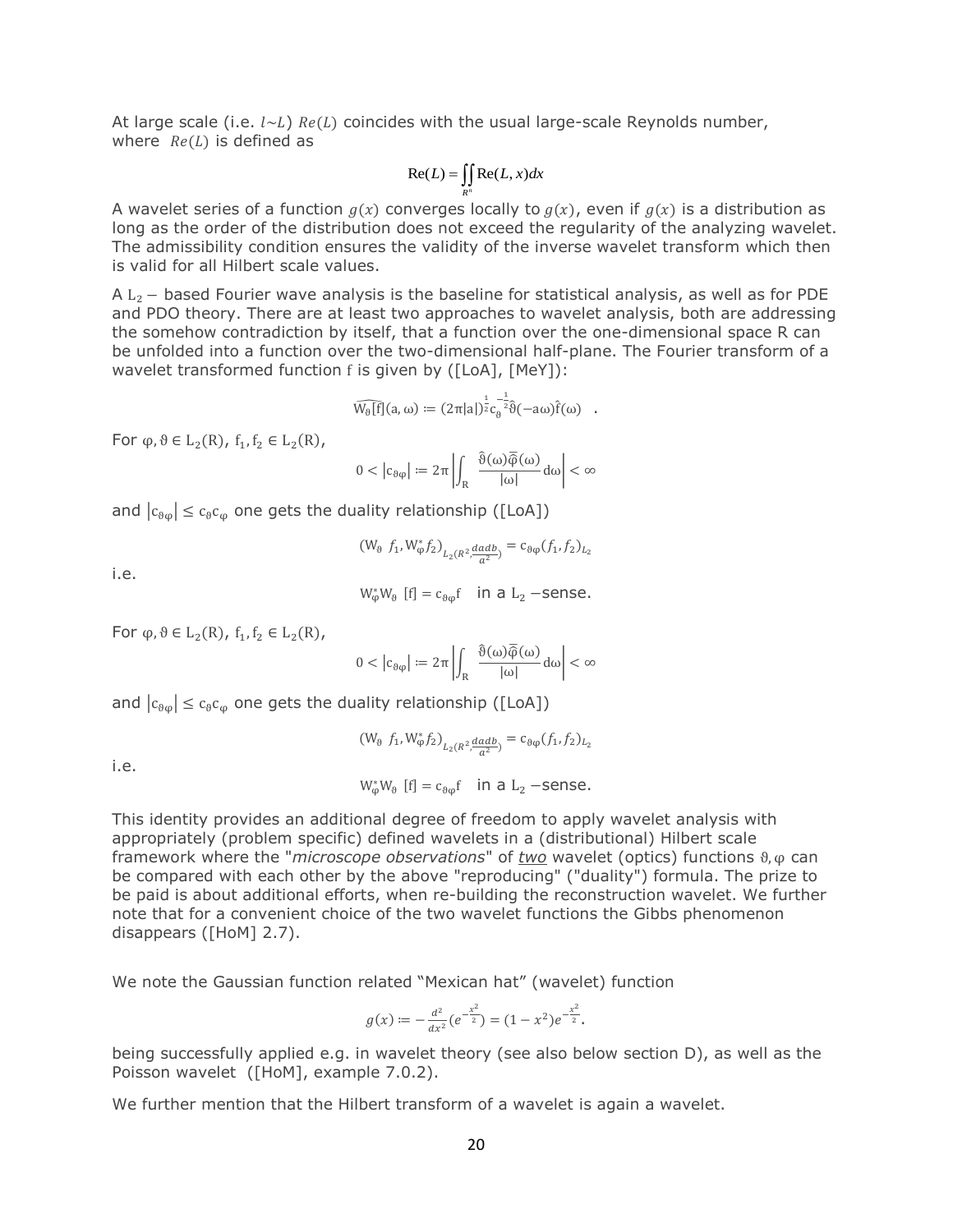At large scale (i.e. $l \sim L$) $Re(L)$ coincides with the usual large-scale Reynolds number, where $Re(L)$ is defined as

$$\mathrm{Re}(L) = \iint_{R^n} \mathrm{Re}(L,x)dx$$

A wavelet series of a function $g(x)$ converges locally to $g(x)$, even if $g(x)$ is a distribution as long as the order of the distribution does not exceed the regularity of the analyzing wavelet. The admissibility condition ensures the validity of the inverse wavelet transform which then is valid for all Hilbert scale values.

A $L_2$ − based Fourier wave analysis is the baseline for statistical analysis, as well as for PDE and PDO theory. There are at least two approaches to wavelet analysis, both are addressing the somehow contradiction by itself, that a function over the one-dimensional space R can be unfolded into a function over the two-dimensional half-plane. The Fourier transform of a wavelet transformed function f is given by ([LoA], [MeY]):

$$\widehat{W_\vartheta[f]}(a,\omega) := (2\pi|a|)^{\frac{1}{2}} c_\vartheta^{-\frac{1}{2}} \hat{\vartheta}(-a\omega)\hat{f}(\omega) \quad .$$

For $\varphi, \vartheta \in L_2(R)$, $f_1, f_2 \in L_2(R)$,

$$0 < |c_{\vartheta\varphi}| := 2\pi \left| \int_R \frac{\hat{\vartheta}(\omega)\bar{\hat{\varphi}}(\omega)}{|\omega|} d\omega \right| < \infty$$

and $|c_{\vartheta\varphi}| \leq c_\vartheta c_\varphi$ one gets the duality relationship ([LoA])

$$(W_\vartheta \ f_1, W_\varphi^* f_2)_{L_2(R^2, \frac{dadb}{a^2})} = c_{\vartheta\varphi}(f_1, f_2)_{L_2}$$

i.e.

$$W_\varphi^* W_\vartheta \ [f] = c_{\vartheta\varphi} f \quad \text{in a } L_2 - \text{sense.}$$

For $\varphi, \vartheta \in L_2(R)$, $f_1, f_2 \in L_2(R)$,

$$0 < |c_{\vartheta\varphi}| := 2\pi \left| \int_R \frac{\hat{\vartheta}(\omega)\bar{\hat{\varphi}}(\omega)}{|\omega|} d\omega \right| < \infty$$

and $|c_{\vartheta\varphi}| \leq c_\vartheta c_\varphi$ one gets the duality relationship ([LoA])

$$(W_\vartheta \ f_1, W_\varphi^* f_2)_{L_2(R^2, \frac{dadb}{a^2})} = c_{\vartheta\varphi}(f_1, f_2)_{L_2}$$

i.e.

$$W_\varphi^* W_\vartheta \ [f] = c_{\vartheta\varphi} f \quad \text{in a } L_2 - \text{sense.}$$

This identity provides an additional degree of freedom to apply wavelet analysis with appropriately (problem specific) defined wavelets in a (distributional) Hilbert scale framework where the "*microscope observations*" of ***two*** wavelet (optics) functions $\vartheta, \varphi$ can be compared with each other by the above "reproducing" ("duality") formula. The prize to be paid is about additional efforts, when re-building the reconstruction wavelet. We further note that for a convenient choice of the two wavelet functions the Gibbs phenomenon disappears ([HoM] 2.7).

We note the Gaussian function related "Mexican hat" (wavelet) function

$$g(x) := -\frac{d^2}{dx^2}(e^{-\frac{x^2}{2}}) = (1-x^2)e^{-\frac{x^2}{2}}.$$

being successfully applied e.g. in wavelet theory (see also below section D), as well as the Poisson wavelet ([HoM], example 7.0.2).

We further mention that the Hilbert transform of a wavelet is again a wavelet.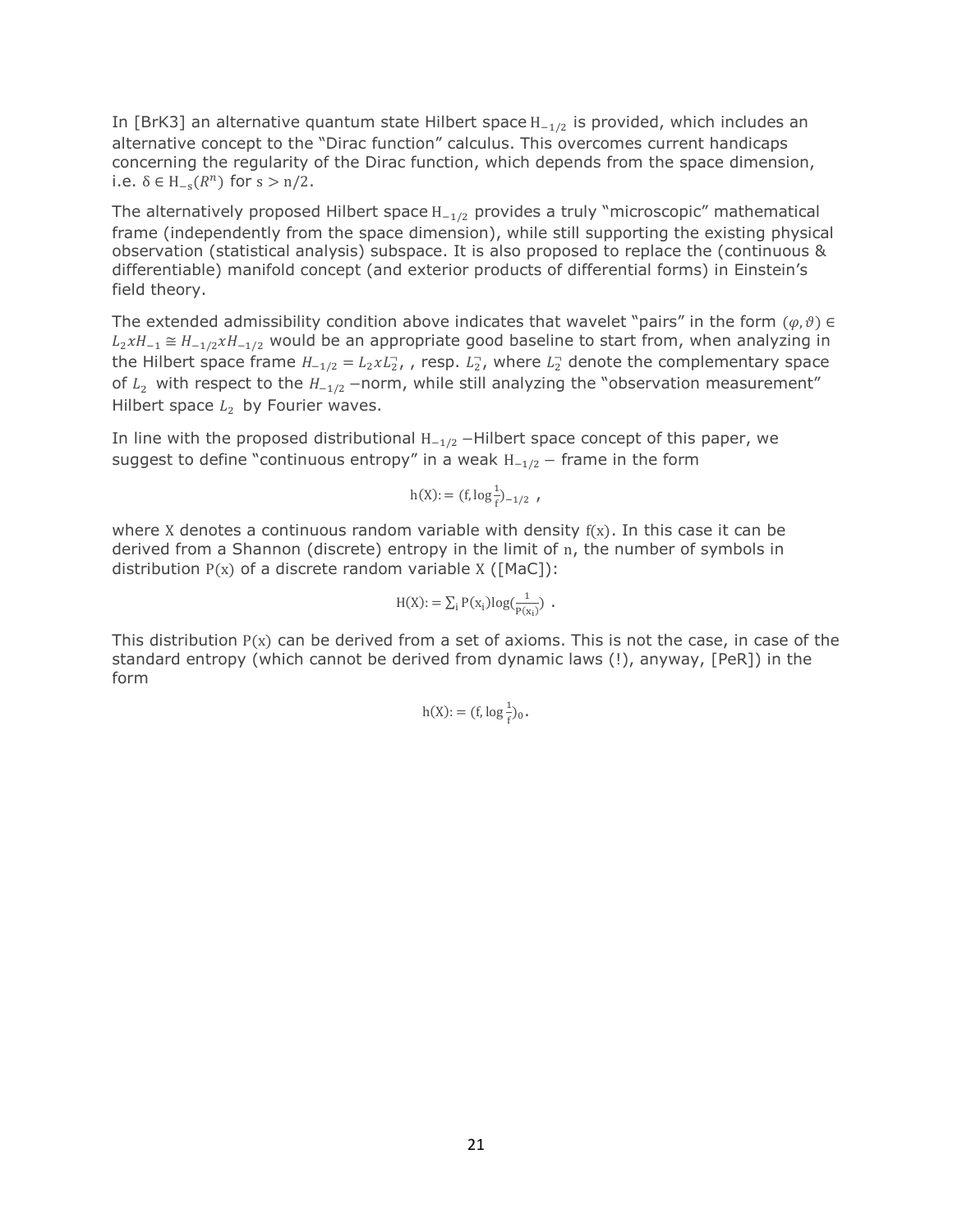In [BrK3] an alternative quantum state Hilbert space $H_{-1/2}$ is provided, which includes an alternative concept to the "Dirac function" calculus. This overcomes current handicaps concerning the regularity of the Dirac function, which depends from the space dimension, i.e. $\delta \in H_{-s}(R^n)$ for $s > n/2$.

The alternatively proposed Hilbert space $H_{-1/2}$ provides a truly "microscopic" mathematical frame (independently from the space dimension), while still supporting the existing physical observation (statistical analysis) subspace. It is also proposed to replace the (continuous & differentiable) manifold concept (and exterior products of differential forms) in Einstein's field theory.

The extended admissibility condition above indicates that wavelet "pairs" in the form $(\varphi, \vartheta) \in L_2 x H_{-1} \cong H_{-1/2} x H_{-1/2}$ would be an appropriate good baseline to start from, when analyzing in the Hilbert space frame $H_{-1/2} = L_2 x L_2^{-}$, , resp. $L_2^{-}$, where $L_2^{-}$ denote the complementary space of $L_2$ with respect to the $H_{-1/2}$ –norm, while still analyzing the "observation measurement" Hilbert space $L_2$ by Fourier waves.

In line with the proposed distributional $H_{-1/2}$ –Hilbert space concept of this paper, we suggest to define "continuous entropy" in a weak $H_{-1/2}$ – frame in the form

$$h(X) := (f, \log\frac{1}{f})_{-1/2} \ ,$$

where X denotes a continuous random variable with density $f(x)$. In this case it can be derived from a Shannon (discrete) entropy in the limit of n, the number of symbols in distribution $P(x)$ of a discrete random variable X ([MaC]):

$$H(X) := \sum_i P(x_i) \log(\frac{1}{P(x_i)}) \ .$$

This distribution $P(x)$ can be derived from a set of axioms. This is not the case, in case of the standard entropy (which cannot be derived from dynamic laws (!), anyway, [PeR]) in the form

$$h(X) := (f, \log\frac{1}{f})_0 .$$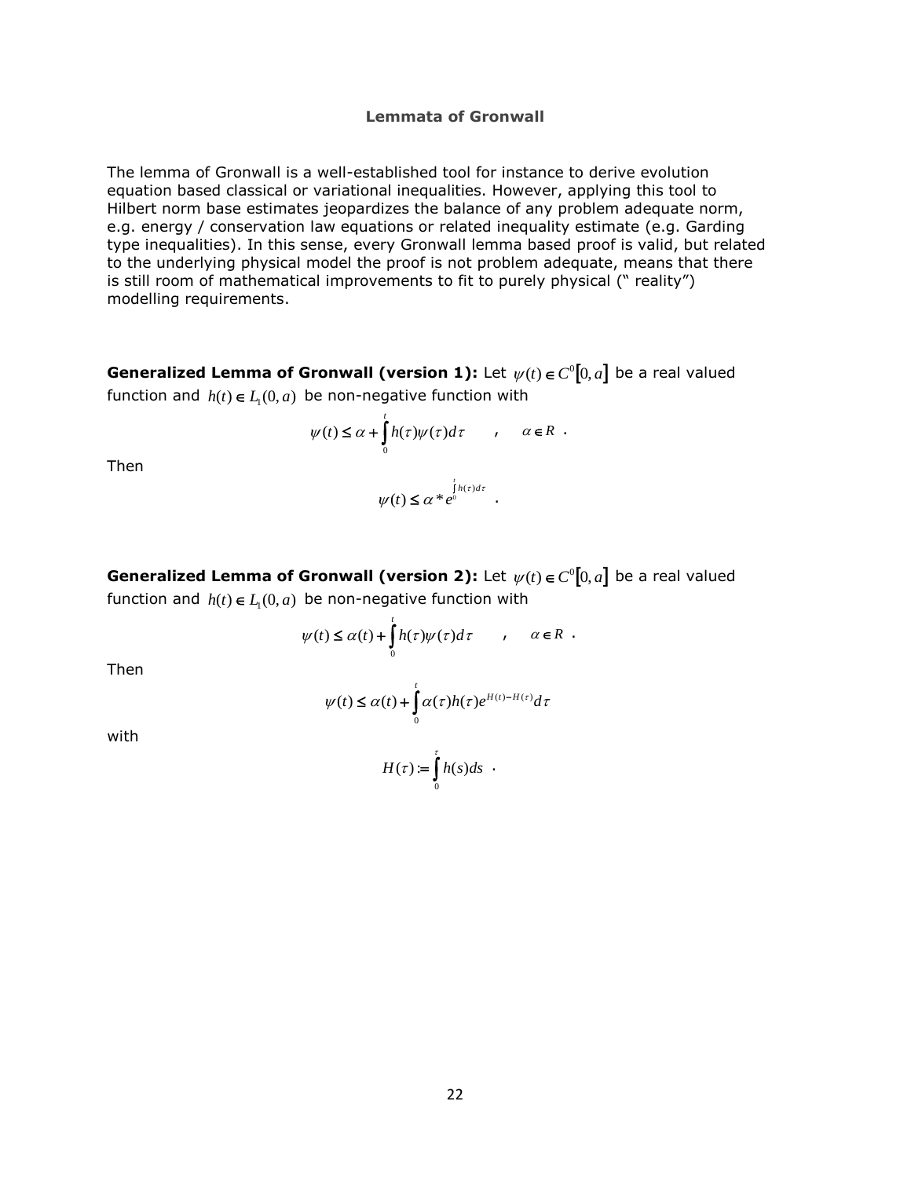### Lemmata of Gronwall

The lemma of Gronwall is a well-established tool for instance to derive evolution equation based classical or variational inequalities. However, applying this tool to Hilbert norm base estimates jeopardizes the balance of any problem adequate norm, e.g. energy / conservation law equations or related inequality estimate (e.g. Garding type inequalities). In this sense, every Gronwall lemma based proof is valid, but related to the underlying physical model the proof is not problem adequate, means that there is still room of mathematical improvements to fit to purely physical (" reality") modelling requirements.

**Generalized Lemma of Gronwall (version 1):** Let $\psi(t) \in C^0[0,a]$ be a real valued function and $h(t) \in L_1(0,a)$ be non-negative function with

$$\psi(t) \le \alpha + \int_0^t h(\tau)\psi(\tau)d\tau \qquad , \quad \alpha \in R \ .$$

Then

$$\psi(t) \le \alpha * e^{\int_0^t h(\tau)d\tau} \ .$$

**Generalized Lemma of Gronwall (version 2):** Let $\psi(t) \in C^0[0,a]$ be a real valued function and $h(t) \in L_1(0,a)$ be non-negative function with

$$\psi(t) \le \alpha(t) + \int_0^t h(\tau)\psi(\tau)d\tau \qquad , \quad \alpha \in R \ .$$

Then

$$\psi(t) \le \alpha(t) + \int_0^t \alpha(\tau)h(\tau)e^{H(t)-H(\tau)}d\tau$$

with

$$H(\tau) := \int_0^\tau h(s)ds \ .$$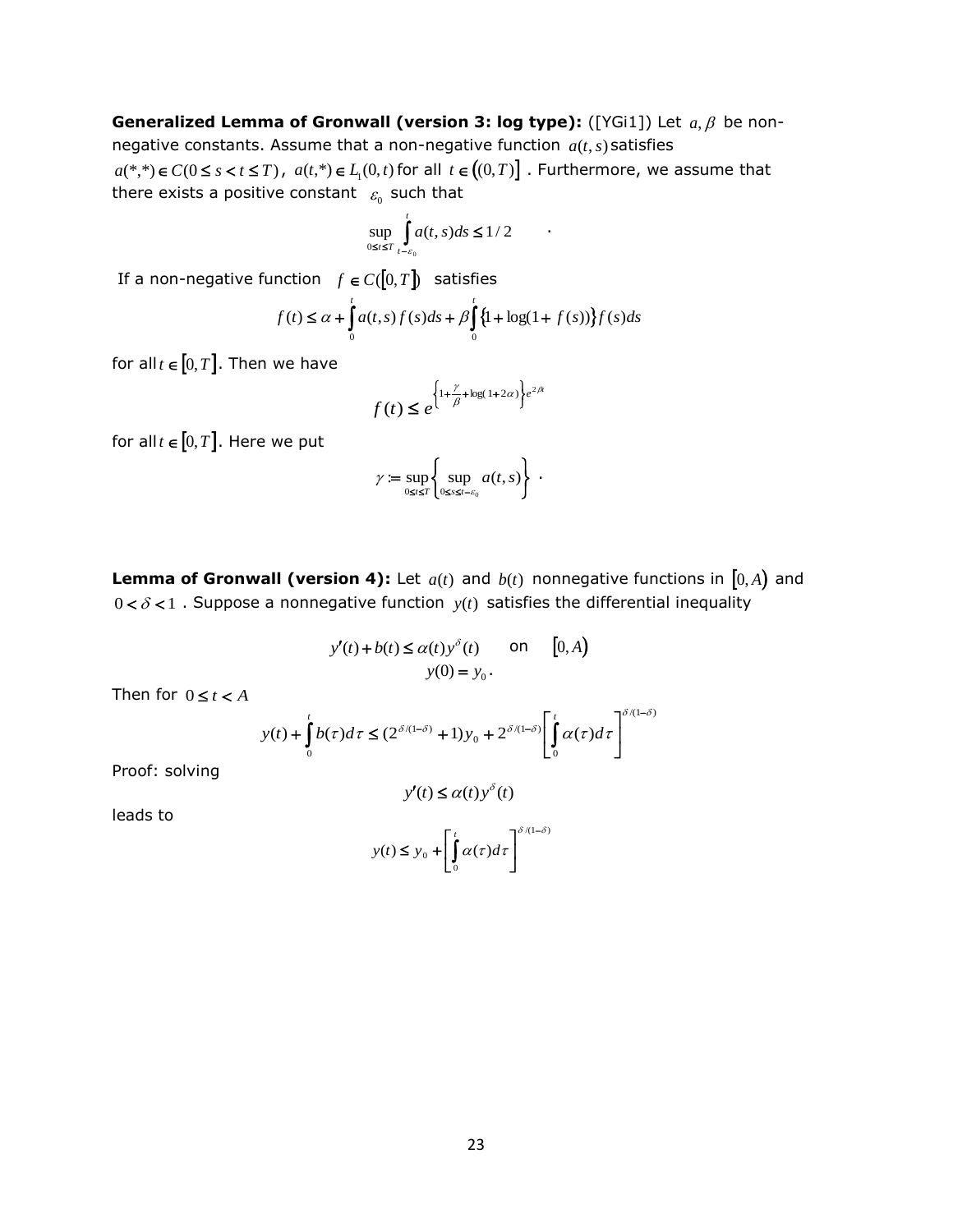**Generalized Lemma of Gronwall (version 3: log type):** ([YGi1]) Let $a, \beta$ be non-negative constants. Assume that a non-negative function $a(t,s)$ satisfies $a(*,*) \in C(0 \le s < t \le T)$, $a(t,*) \in L_1(0,t)$ for all $t \in ((0,T)]$ . Furthermore, we assume that there exists a positive constant $\varepsilon_0$ such that

$$\sup_{0 \le t \le T} \int_{t-\varepsilon_0}^{t} a(t,s)ds \le 1/2 \qquad .$$

If a non-negative function $f \in C([0,T])$ satisfies

$$f(t) \le \alpha + \int_0^t a(t,s) f(s)ds + \beta \int_0^t \{1 + \log(1 + f(s))\} f(s)ds$$

for all $t \in [0,T]$. Then we have

$$f(t) \le e^{\left\{1 + \frac{\gamma}{\beta} + \log(1+2\alpha)\right\} e^{2\beta t}}$$

for all $t \in [0,T]$. Here we put

$$\gamma := \sup_{0 \le t \le T} \left\{ \sup_{0 \le s \le t - \varepsilon_0} a(t,s) \right\} \ .$$

**Lemma of Gronwall (version 4):** Let $a(t)$ and $b(t)$ nonnegative functions in $[0,A)$ and $0 < \delta < 1$ . Suppose a nonnegative function $y(t)$ satisfies the differential inequality

$$y'(t) + b(t) \le \alpha(t) y^{\delta}(t) \qquad \text{on} \qquad [0,A)$$
$$y(0) = y_0 .$$

Then for $0 \le t < A$

$$y(t) + \int_0^t b(\tau)d\tau \le (2^{\delta/(1-\delta)} + 1) y_0 + 2^{\delta/(1-\delta)} \left[ \int_0^t \alpha(\tau) d\tau \right]^{\delta/(1-\delta)}$$

Proof: solving

$$y'(t) \le \alpha(t) y^{\delta}(t)$$

leads to

$$y(t) \le y_0 + \left[ \int_0^t \alpha(\tau) d\tau \right]^{\delta/(1-\delta)}$$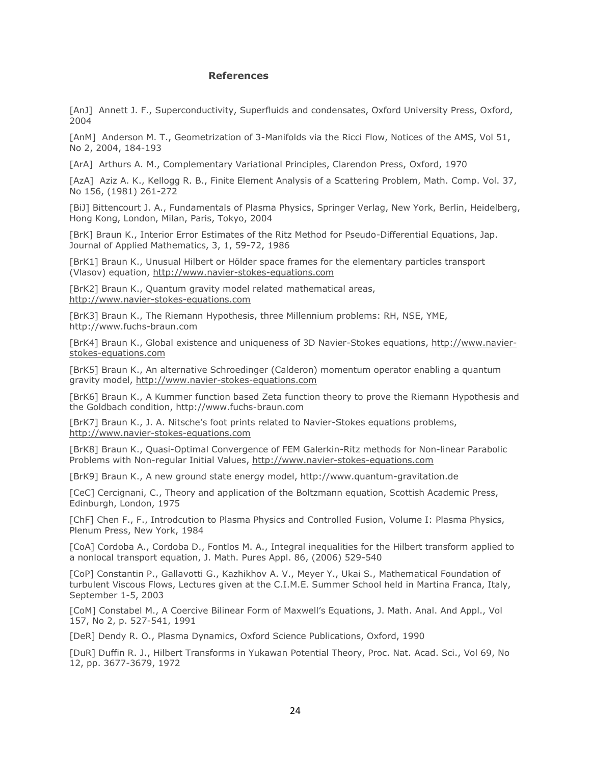## References

[AnJ] Annett J. F., Superconductivity, Superfluids and condensates, Oxford University Press, Oxford, 2004

[AnM] Anderson M. T., Geometrization of 3-Manifolds via the Ricci Flow, Notices of the AMS, Vol 51, No 2, 2004, 184-193

[ArA] Arthurs A. M., Complementary Variational Principles, Clarendon Press, Oxford, 1970

[AzA] Aziz A. K., Kellogg R. B., Finite Element Analysis of a Scattering Problem, Math. Comp. Vol. 37, No 156, (1981) 261-272

[BiJ] Bittencourt J. A., Fundamentals of Plasma Physics, Springer Verlag, New York, Berlin, Heidelberg, Hong Kong, London, Milan, Paris, Tokyo, 2004

[BrK] Braun K., Interior Error Estimates of the Ritz Method for Pseudo-Differential Equations, Jap. Journal of Applied Mathematics, 3, 1, 59-72, 1986

[BrK1] Braun K., Unusual Hilbert or Hölder space frames for the elementary particles transport (Vlasov) equation, http://www.navier-stokes-equations.com

[BrK2] Braun K., Quantum gravity model related mathematical areas, http://www.navier-stokes-equations.com

[BrK3] Braun K., The Riemann Hypothesis, three Millennium problems: RH, NSE, YME, http://www.fuchs-braun.com

[BrK4] Braun K., Global existence and uniqueness of 3D Navier-Stokes equations, http://www.navier-stokes-equations.com

[BrK5] Braun K., An alternative Schroedinger (Calderon) momentum operator enabling a quantum gravity model, http://www.navier-stokes-equations.com

[BrK6] Braun K., A Kummer function based Zeta function theory to prove the Riemann Hypothesis and the Goldbach condition, http://www.fuchs-braun.com

[BrK7] Braun K., J. A. Nitsche's foot prints related to Navier-Stokes equations problems, http://www.navier-stokes-equations.com

[BrK8] Braun K., Quasi-Optimal Convergence of FEM Galerkin-Ritz methods for Non-linear Parabolic Problems with Non-regular Initial Values, http://www.navier-stokes-equations.com

[BrK9] Braun K., A new ground state energy model, http://www.quantum-gravitation.de

[CeC] Cercignani, C., Theory and application of the Boltzmann equation, Scottish Academic Press, Edinburgh, London, 1975

[ChF] Chen F., F., Introdcution to Plasma Physics and Controlled Fusion, Volume I: Plasma Physics, Plenum Press, New York, 1984

[CoA] Cordoba A., Cordoba D., Fontlos M. A., Integral inequalities for the Hilbert transform applied to a nonlocal transport equation, J. Math. Pures Appl. 86, (2006) 529-540

[CoP] Constantin P., Gallavotti G., Kazhikhov A. V., Meyer Y., Ukai S., Mathematical Foundation of turbulent Viscous Flows, Lectures given at the C.I.M.E. Summer School held in Martina Franca, Italy, September 1-5, 2003

[CoM] Constabel M., A Coercive Bilinear Form of Maxwell's Equations, J. Math. Anal. And Appl., Vol 157, No 2, p. 527-541, 1991

[DeR] Dendy R. O., Plasma Dynamics, Oxford Science Publications, Oxford, 1990

[DuR] Duffin R. J., Hilbert Transforms in Yukawan Potential Theory, Proc. Nat. Acad. Sci., Vol 69, No 12, pp. 3677-3679, 1972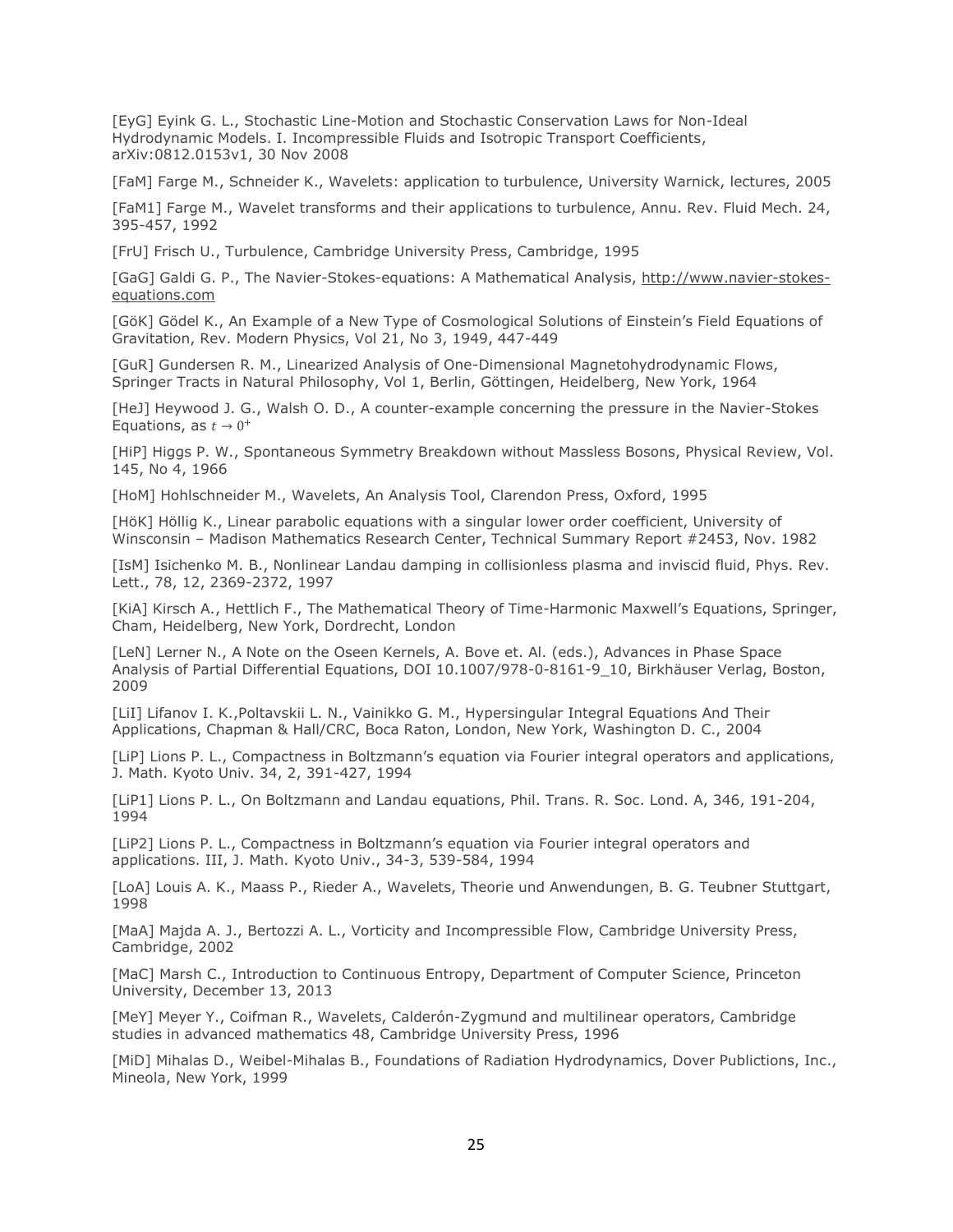[EyG] Eyink G. L., Stochastic Line-Motion and Stochastic Conservation Laws for Non-Ideal Hydrodynamic Models. I. Incompressible Fluids and Isotropic Transport Coefficients, arXiv:0812.0153v1, 30 Nov 2008

[FaM] Farge M., Schneider K., Wavelets: application to turbulence, University Warnick, lectures, 2005

[FaM1] Farge M., Wavelet transforms and their applications to turbulence, Annu. Rev. Fluid Mech. 24, 395-457, 1992

[FrU] Frisch U., Turbulence, Cambridge University Press, Cambridge, 1995

[GaG] Galdi G. P., The Navier-Stokes-equations: A Mathematical Analysis, http://www.navier-stokes-equations.com

[GöK] Gödel K., An Example of a New Type of Cosmological Solutions of Einstein's Field Equations of Gravitation, Rev. Modern Physics, Vol 21, No 3, 1949, 447-449

[GuR] Gundersen R. M., Linearized Analysis of One-Dimensional Magnetohydrodynamic Flows, Springer Tracts in Natural Philosophy, Vol 1, Berlin, Göttingen, Heidelberg, New York, 1964

[HeJ] Heywood J. G., Walsh O. D., A counter-example concerning the pressure in the Navier-Stokes Equations, as $t \to 0^+$

[HiP] Higgs P. W., Spontaneous Symmetry Breakdown without Massless Bosons, Physical Review, Vol. 145, No 4, 1966

[HoM] Hohlschneider M., Wavelets, An Analysis Tool, Clarendon Press, Oxford, 1995

[HöK] Höllig K., Linear parabolic equations with a singular lower order coefficient, University of Winsconsin – Madison Mathematics Research Center, Technical Summary Report #2453, Nov. 1982

[IsM] Isichenko M. B., Nonlinear Landau damping in collisionless plasma and inviscid fluid, Phys. Rev. Lett., 78, 12, 2369-2372, 1997

[KiA] Kirsch A., Hettlich F., The Mathematical Theory of Time-Harmonic Maxwell's Equations, Springer, Cham, Heidelberg, New York, Dordrecht, London

[LeN] Lerner N., A Note on the Oseen Kernels, A. Bove et. Al. (eds.), Advances in Phase Space Analysis of Partial Differential Equations, DOI 10.1007/978-0-8161-9_10, Birkhäuser Verlag, Boston, 2009

[LiI] Lifanov I. K.,Poltavskii L. N., Vainikko G. M., Hypersingular Integral Equations And Their Applications, Chapman & Hall/CRC, Boca Raton, London, New York, Washington D. C., 2004

[LiP] Lions P. L., Compactness in Boltzmann's equation via Fourier integral operators and applications, J. Math. Kyoto Univ. 34, 2, 391-427, 1994

[LiP1] Lions P. L., On Boltzmann and Landau equations, Phil. Trans. R. Soc. Lond. A, 346, 191-204, 1994

[LiP2] Lions P. L., Compactness in Boltzmann's equation via Fourier integral operators and applications. III, J. Math. Kyoto Univ., 34-3, 539-584, 1994

[LoA] Louis A. K., Maass P., Rieder A., Wavelets, Theorie und Anwendungen, B. G. Teubner Stuttgart, 1998

[MaA] Majda A. J., Bertozzi A. L., Vorticity and Incompressible Flow, Cambridge University Press, Cambridge, 2002

[MaC] Marsh C., Introduction to Continuous Entropy, Department of Computer Science, Princeton University, December 13, 2013

[MeY] Meyer Y., Coifman R., Wavelets, Calderón-Zygmund and multilinear operators, Cambridge studies in advanced mathematics 48, Cambridge University Press, 1996

[MiD] Mihalas D., Weibel-Mihalas B., Foundations of Radiation Hydrodynamics, Dover Publictions, Inc., Mineola, New York, 1999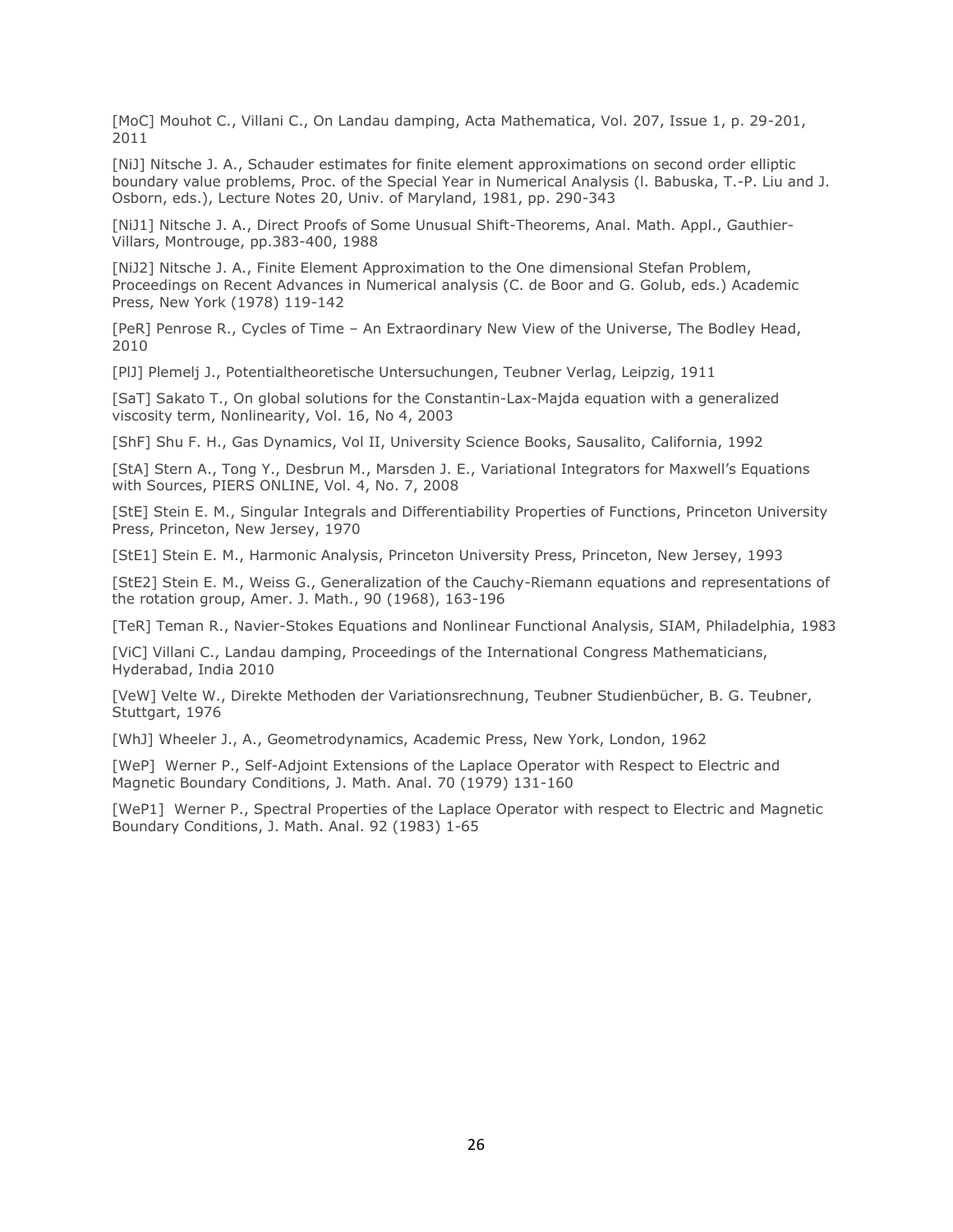[MoC] Mouhot C., Villani C., On Landau damping, Acta Mathematica, Vol. 207, Issue 1, p. 29-201, 2011

[NiJ] Nitsche J. A., Schauder estimates for finite element approximations on second order elliptic boundary value problems, Proc. of the Special Year in Numerical Analysis (l. Babuska, T.-P. Liu and J. Osborn, eds.), Lecture Notes 20, Univ. of Maryland, 1981, pp. 290-343

[NiJ1] Nitsche J. A., Direct Proofs of Some Unusual Shift-Theorems, Anal. Math. Appl., Gauthier-Villars, Montrouge, pp.383-400, 1988

[NiJ2] Nitsche J. A., Finite Element Approximation to the One dimensional Stefan Problem, Proceedings on Recent Advances in Numerical analysis (C. de Boor and G. Golub, eds.) Academic Press, New York (1978) 119-142

[PeR] Penrose R., Cycles of Time – An Extraordinary New View of the Universe, The Bodley Head, 2010

[PlJ] Plemelj J., Potentialtheoretische Untersuchungen, Teubner Verlag, Leipzig, 1911

[SaT] Sakato T., On global solutions for the Constantin-Lax-Majda equation with a generalized viscosity term, Nonlinearity, Vol. 16, No 4, 2003

[ShF] Shu F. H., Gas Dynamics, Vol II, University Science Books, Sausalito, California, 1992

[StA] Stern A., Tong Y., Desbrun M., Marsden J. E., Variational Integrators for Maxwell's Equations with Sources, PIERS ONLINE, Vol. 4, No. 7, 2008

[StE] Stein E. M., Singular Integrals and Differentiability Properties of Functions, Princeton University Press, Princeton, New Jersey, 1970

[StE1] Stein E. M., Harmonic Analysis, Princeton University Press, Princeton, New Jersey, 1993

[StE2] Stein E. M., Weiss G., Generalization of the Cauchy-Riemann equations and representations of the rotation group, Amer. J. Math., 90 (1968), 163-196

[TeR] Teman R., Navier-Stokes Equations and Nonlinear Functional Analysis, SIAM, Philadelphia, 1983

[ViC] Villani C., Landau damping, Proceedings of the International Congress Mathematicians, Hyderabad, India 2010

[VeW] Velte W., Direkte Methoden der Variationsrechnung, Teubner Studienbücher, B. G. Teubner, Stuttgart, 1976

[WhJ] Wheeler J., A., Geometrodynamics, Academic Press, New York, London, 1962

[WeP] Werner P., Self-Adjoint Extensions of the Laplace Operator with Respect to Electric and Magnetic Boundary Conditions, J. Math. Anal. 70 (1979) 131-160

[WeP1] Werner P., Spectral Properties of the Laplace Operator with respect to Electric and Magnetic Boundary Conditions, J. Math. Anal. 92 (1983) 1-65